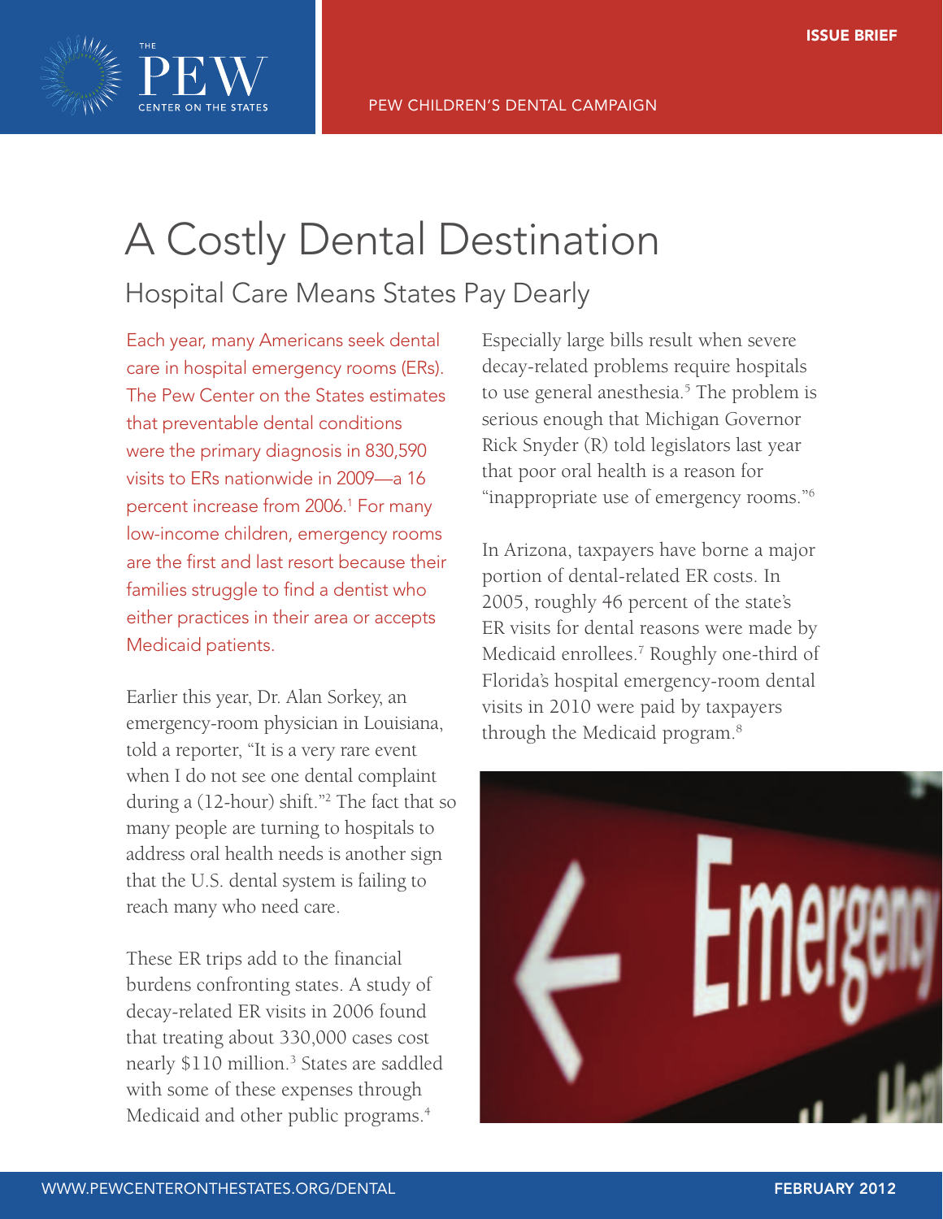ISSUE BRIEF

PEW CHILDREN'S DENTAL CAMPAIGN

# A Costly Dental Destination

## Hospital Care Means States Pay Dearly

Each year, many Americans seek dental care in hospital emergency rooms (ERs). The Pew Center on the States estimates that preventable dental conditions were the primary diagnosis in 830,590 visits to ERs nationwide in 2009—a 16 percent increase from 2006.[1] For many low-income children, emergency rooms are the first and last resort because their families struggle to find a dentist who either practices in their area or accepts Medicaid patients.

Earlier this year, Dr. Alan Sorkey, an emergency-room physician in Louisiana, told a reporter, "It is a very rare event when I do not see one dental complaint during a (12-hour) shift."[2] The fact that so many people are turning to hospitals to address oral health needs is another sign that the U.S. dental system is failing to reach many who need care.

These ER trips add to the financial burdens confronting states. A study of decay-related ER visits in 2006 found that treating about 330,000 cases cost nearly $110 million.[3] States are saddled with some of these expenses through Medicaid and other public programs.[4]

Especially large bills result when severe decay-related problems require hospitals to use general anesthesia.[5] The problem is serious enough that Michigan Governor Rick Snyder (R) told legislators last year that poor oral health is a reason for "inappropriate use of emergency rooms."[6]

In Arizona, taxpayers have borne a major portion of dental-related ER costs. In 2005, roughly 46 percent of the state's ER visits for dental reasons were made by Medicaid enrollees.[7] Roughly one-third of Florida's hospital emergency-room dental visits in 2010 were paid by taxpayers through the Medicaid program.[8]

WWW.PEWCENTERONTHESTATES.ORG/DENTAL

FEBRUARY 2012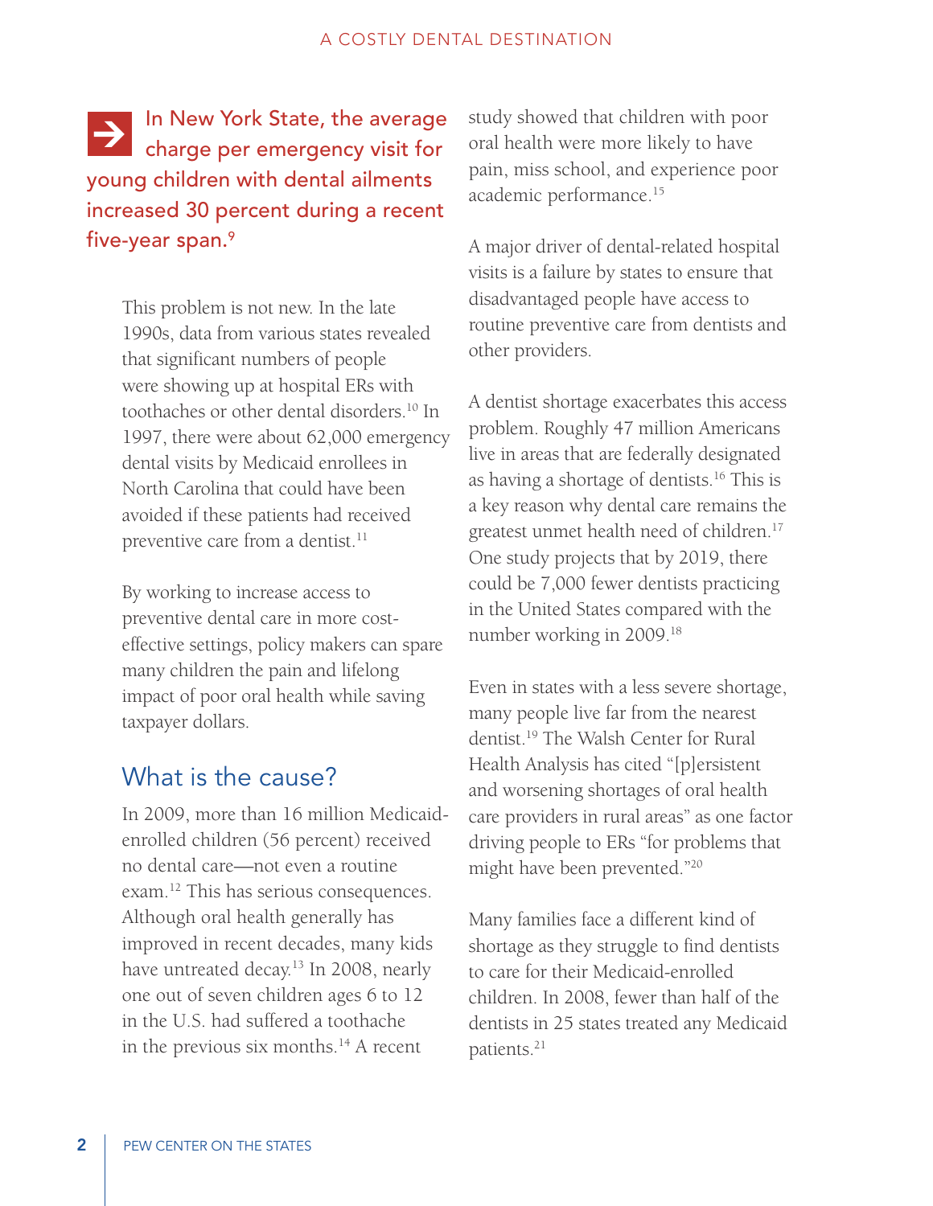**In New York State, the average charge per emergency visit for young children with dental ailments increased 30 percent during a recent five-year span.[9]**

This problem is not new. In the late 1990s, data from various states revealed that significant numbers of people were showing up at hospital ERs with toothaches or other dental disorders.[10] In 1997, there were about 62,000 emergency dental visits by Medicaid enrollees in North Carolina that could have been avoided if these patients had received preventive care from a dentist.[11]

By working to increase access to preventive dental care in more cost-effective settings, policy makers can spare many children the pain and lifelong impact of poor oral health while saving taxpayer dollars.

## What is the cause?

In 2009, more than 16 million Medicaid-enrolled children (56 percent) received no dental care—not even a routine exam.[12] This has serious consequences. Although oral health generally has improved in recent decades, many kids have untreated decay.[13] In 2008, nearly one out of seven children ages 6 to 12 in the U.S. had suffered a toothache in the previous six months.[14] A recent study showed that children with poor oral health were more likely to have pain, miss school, and experience poor academic performance.[15]

A major driver of dental-related hospital visits is a failure by states to ensure that disadvantaged people have access to routine preventive care from dentists and other providers.

A dentist shortage exacerbates this access problem. Roughly 47 million Americans live in areas that are federally designated as having a shortage of dentists.[16] This is a key reason why dental care remains the greatest unmet health need of children.[17] One study projects that by 2019, there could be 7,000 fewer dentists practicing in the United States compared with the number working in 2009.[18]

Even in states with a less severe shortage, many people live far from the nearest dentist.[19] The Walsh Center for Rural Health Analysis has cited "[p]ersistent and worsening shortages of oral health care providers in rural areas" as one factor driving people to ERs "for problems that might have been prevented."[20]

Many families face a different kind of shortage as they struggle to find dentists to care for their Medicaid-enrolled children. In 2008, fewer than half of the dentists in 25 states treated any Medicaid patients.[21]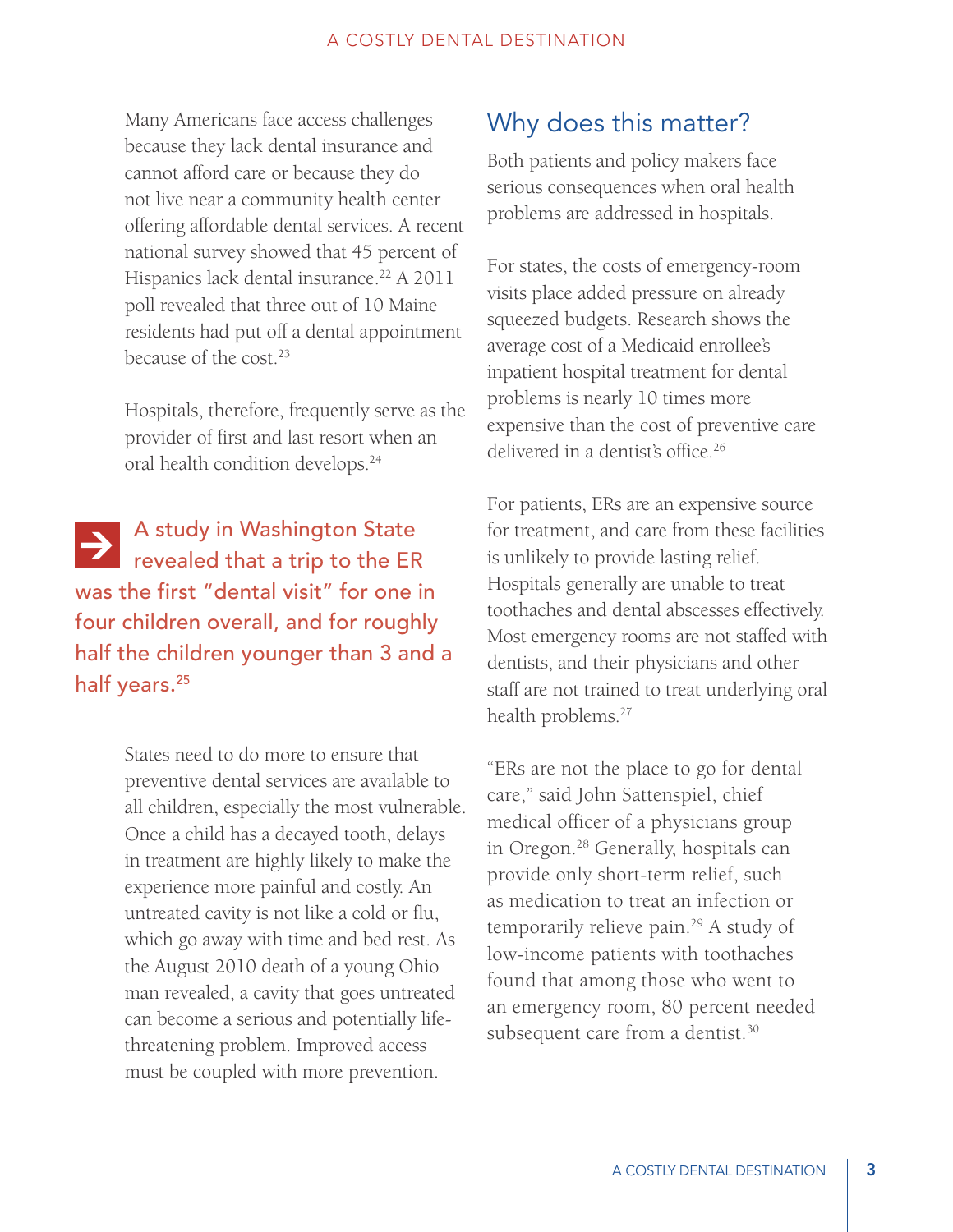Many Americans face access challenges because they lack dental insurance and cannot afford care or because they do not live near a community health center offering affordable dental services. A recent national survey showed that 45 percent of Hispanics lack dental insurance.[22] A 2011 poll revealed that three out of 10 Maine residents had put off a dental appointment because of the cost.[23]

Hospitals, therefore, frequently serve as the provider of first and last resort when an oral health condition develops.[24]

> A study in Washington State revealed that a trip to the ER was the first "dental visit" for one in four children overall, and for roughly half the children younger than 3 and a half years.[25]

States need to do more to ensure that preventive dental services are available to all children, especially the most vulnerable. Once a child has a decayed tooth, delays in treatment are highly likely to make the experience more painful and costly. An untreated cavity is not like a cold or flu, which go away with time and bed rest. As the August 2010 death of a young Ohio man revealed, a cavity that goes untreated can become a serious and potentially life-threatening problem. Improved access must be coupled with more prevention.

## Why does this matter?

Both patients and policy makers face serious consequences when oral health problems are addressed in hospitals.

For states, the costs of emergency-room visits place added pressure on already squeezed budgets. Research shows the average cost of a Medicaid enrollee's inpatient hospital treatment for dental problems is nearly 10 times more expensive than the cost of preventive care delivered in a dentist's office.[26]

For patients, ERs are an expensive source for treatment, and care from these facilities is unlikely to provide lasting relief. Hospitals generally are unable to treat toothaches and dental abscesses effectively. Most emergency rooms are not staffed with dentists, and their physicians and other staff are not trained to treat underlying oral health problems.[27]

"ERs are not the place to go for dental care," said John Sattenspiel, chief medical officer of a physicians group in Oregon.[28] Generally, hospitals can provide only short-term relief, such as medication to treat an infection or temporarily relieve pain.[29] A study of low-income patients with toothaches found that among those who went to an emergency room, 80 percent needed subsequent care from a dentist.[30]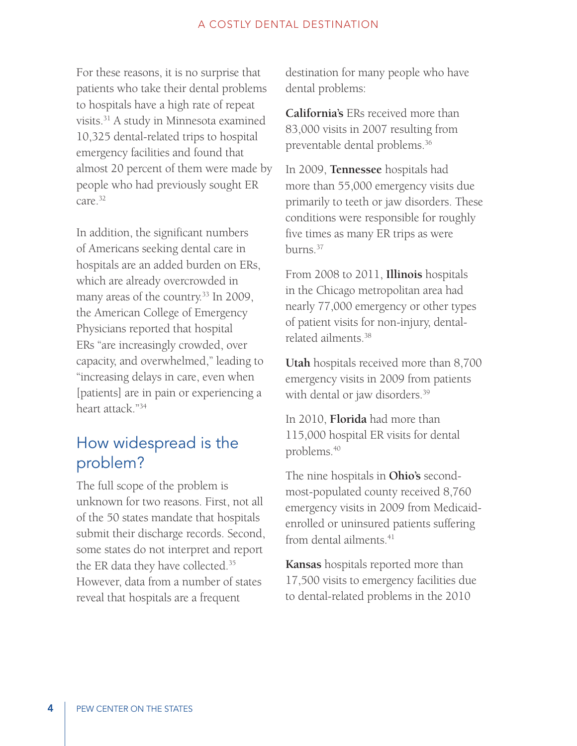For these reasons, it is no surprise that patients who take their dental problems to hospitals have a high rate of repeat visits.[31] A study in Minnesota examined 10,325 dental-related trips to hospital emergency facilities and found that almost 20 percent of them were made by people who had previously sought ER care.[32]

In addition, the significant numbers of Americans seeking dental care in hospitals are an added burden on ERs, which are already overcrowded in many areas of the country.[33] In 2009, the American College of Emergency Physicians reported that hospital ERs "are increasingly crowded, over capacity, and overwhelmed," leading to "increasing delays in care, even when [patients] are in pain or experiencing a heart attack."[34]

## How widespread is the problem?

The full scope of the problem is unknown for two reasons. First, not all of the 50 states mandate that hospitals submit their discharge records. Second, some states do not interpret and report the ER data they have collected.[35] However, data from a number of states reveal that hospitals are a frequent destination for many people who have dental problems:

**California's** ERs received more than 83,000 visits in 2007 resulting from preventable dental problems.[36]

In 2009, **Tennessee** hospitals had more than 55,000 emergency visits due primarily to teeth or jaw disorders. These conditions were responsible for roughly five times as many ER trips as were burns.[37]

From 2008 to 2011, **Illinois** hospitals in the Chicago metropolitan area had nearly 77,000 emergency or other types of patient visits for non-injury, dental-related ailments.[38]

**Utah** hospitals received more than 8,700 emergency visits in 2009 from patients with dental or jaw disorders.[39]

In 2010, **Florida** had more than 115,000 hospital ER visits for dental problems.[40]

The nine hospitals in **Ohio's** second-most-populated county received 8,760 emergency visits in 2009 from Medicaid-enrolled or uninsured patients suffering from dental ailments.[41]

**Kansas** hospitals reported more than 17,500 visits to emergency facilities due to dental-related problems in the 2010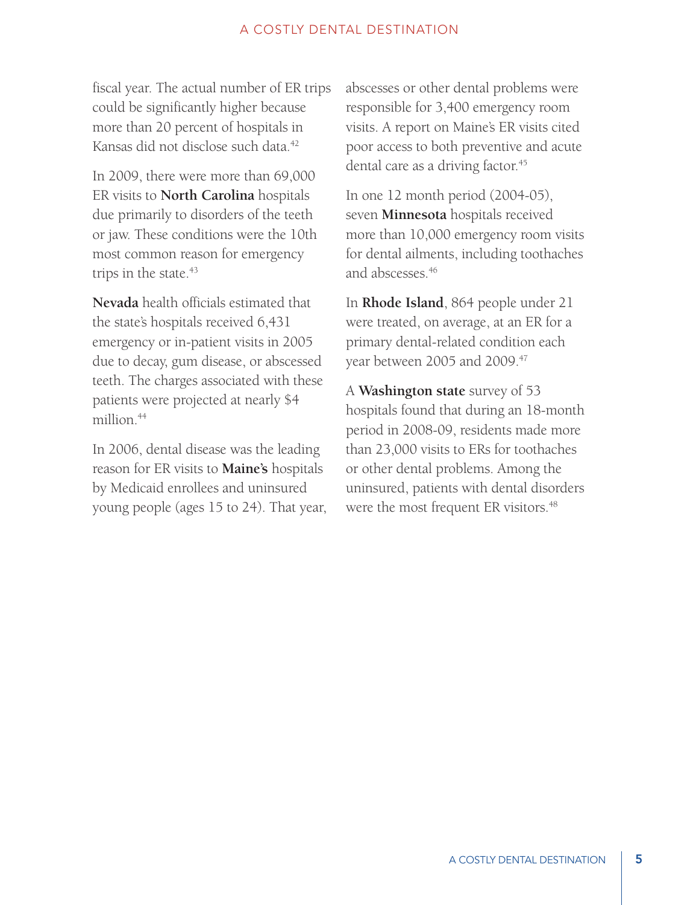fiscal year. The actual number of ER trips could be significantly higher because more than 20 percent of hospitals in Kansas did not disclose such data.[42]

In 2009, there were more than 69,000 ER visits to **North Carolina** hospitals due primarily to disorders of the teeth or jaw. These conditions were the 10th most common reason for emergency trips in the state.[43]

**Nevada** health officials estimated that the state's hospitals received 6,431 emergency or in-patient visits in 2005 due to decay, gum disease, or abscessed teeth. The charges associated with these patients were projected at nearly $4 million.[44]

In 2006, dental disease was the leading reason for ER visits to **Maine's** hospitals by Medicaid enrollees and uninsured young people (ages 15 to 24). That year, abscesses or other dental problems were responsible for 3,400 emergency room visits. A report on Maine's ER visits cited poor access to both preventive and acute dental care as a driving factor.[45]

In one 12 month period (2004-05), seven **Minnesota** hospitals received more than 10,000 emergency room visits for dental ailments, including toothaches and abscesses.[46]

In **Rhode Island**, 864 people under 21 were treated, on average, at an ER for a primary dental-related condition each year between 2005 and 2009.[47]

A **Washington state** survey of 53 hospitals found that during an 18-month period in 2008-09, residents made more than 23,000 visits to ERs for toothaches or other dental problems. Among the uninsured, patients with dental disorders were the most frequent ER visitors.[48]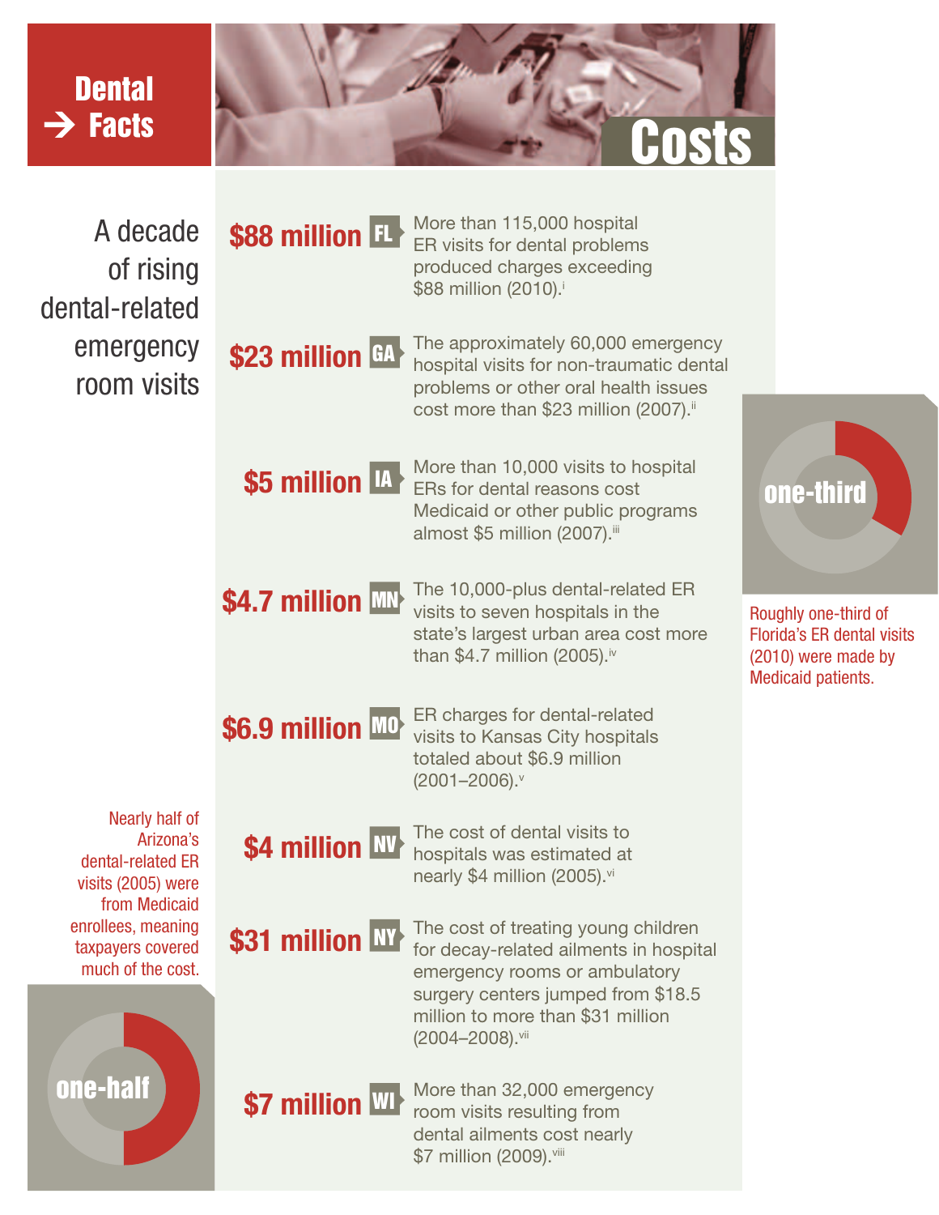# Dental Facts

## Costs

A decade of rising dental-related emergency room visits

**$88 million** FL — More than 115,000 hospital ER visits for dental problems produced charges exceeding $88 million (2010).[i]

**$23 million** GA — The approximately 60,000 emergency hospital visits for non-traumatic dental problems or other oral health issues cost more than $23 million (2007).[ii]

**$5 million** IA — More than 10,000 visits to hospital ERs for dental reasons cost Medicaid or other public programs almost $5 million (2007).[iii]

**$4.7 million** MN — The 10,000-plus dental-related ER visits to seven hospitals in the state's largest urban area cost more than $4.7 million (2005).[iv]

**$6.9 million** MO — ER charges for dental-related visits to Kansas City hospitals totaled about $6.9 million (2001–2006).[v]

**$4 million** NV — The cost of dental visits to hospitals was estimated at nearly $4 million (2005).[vi]

**$31 million** NY — The cost of treating young children for decay-related ailments in hospital emergency rooms or ambulatory surgery centers jumped from $18.5 million to more than $31 million (2004–2008).[vii]

**$7 million** WI — More than 32,000 emergency room visits resulting from dental ailments cost nearly $7 million (2009).[viii]

**one-third**

Roughly one-third of Florida's ER dental visits (2010) were made by Medicaid patients.

**one-half**

Nearly half of Arizona's dental-related ER visits (2005) were from Medicaid enrollees, meaning taxpayers covered much of the cost.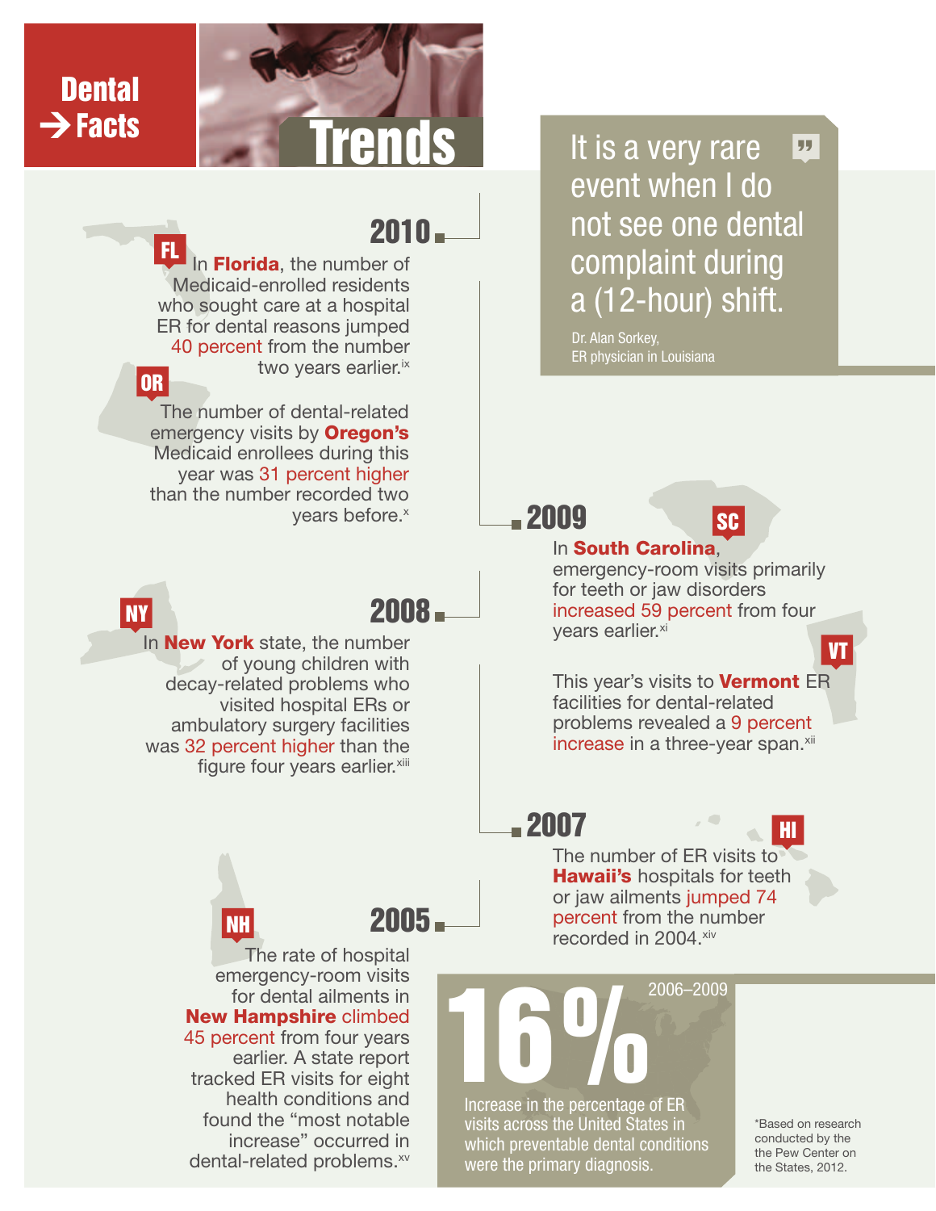# Dental Facts → Trends

> It is a very rare event when I do not see one dental complaint during a (12-hour) shift.
>
> Dr. Alan Sorkey, ER physician in Louisiana

## 2010

**FL** In **Florida**, the number of Medicaid-enrolled residents who sought care at a hospital ER for dental reasons jumped 40 percent from the number two years earlier.[ix]

**OR** The number of dental-related emergency visits by **Oregon's** Medicaid enrollees during this year was 31 percent higher than the number recorded two years before.[x]

## 2009

**SC** In **South Carolina**, emergency-room visits primarily for teeth or jaw disorders increased 59 percent from four years earlier.[xi]

**VT** This year's visits to **Vermont** ER facilities for dental-related problems revealed a 9 percent increase in a three-year span.[xii]

## 2008

**NY** In **New York** state, the number of young children with decay-related problems who visited hospital ERs or ambulatory surgery facilities was 32 percent higher than the figure four years earlier.[xiii]

## 2007

**HI** The number of ER visits to **Hawaii's** hospitals for teeth or jaw ailments jumped 74 percent from the number recorded in 2004.[xiv]

## 2005

**NH** The rate of hospital emergency-room visits for dental ailments in **New Hampshire** climbed 45 percent from four years earlier. A state report tracked ER visits for eight health conditions and found the "most notable increase" occurred in dental-related problems.[xv]

**16%** 2006–2009

Increase in the percentage of ER visits across the United States in which preventable dental conditions were the primary diagnosis.

*Based on research conducted by the the Pew Center on the States, 2012.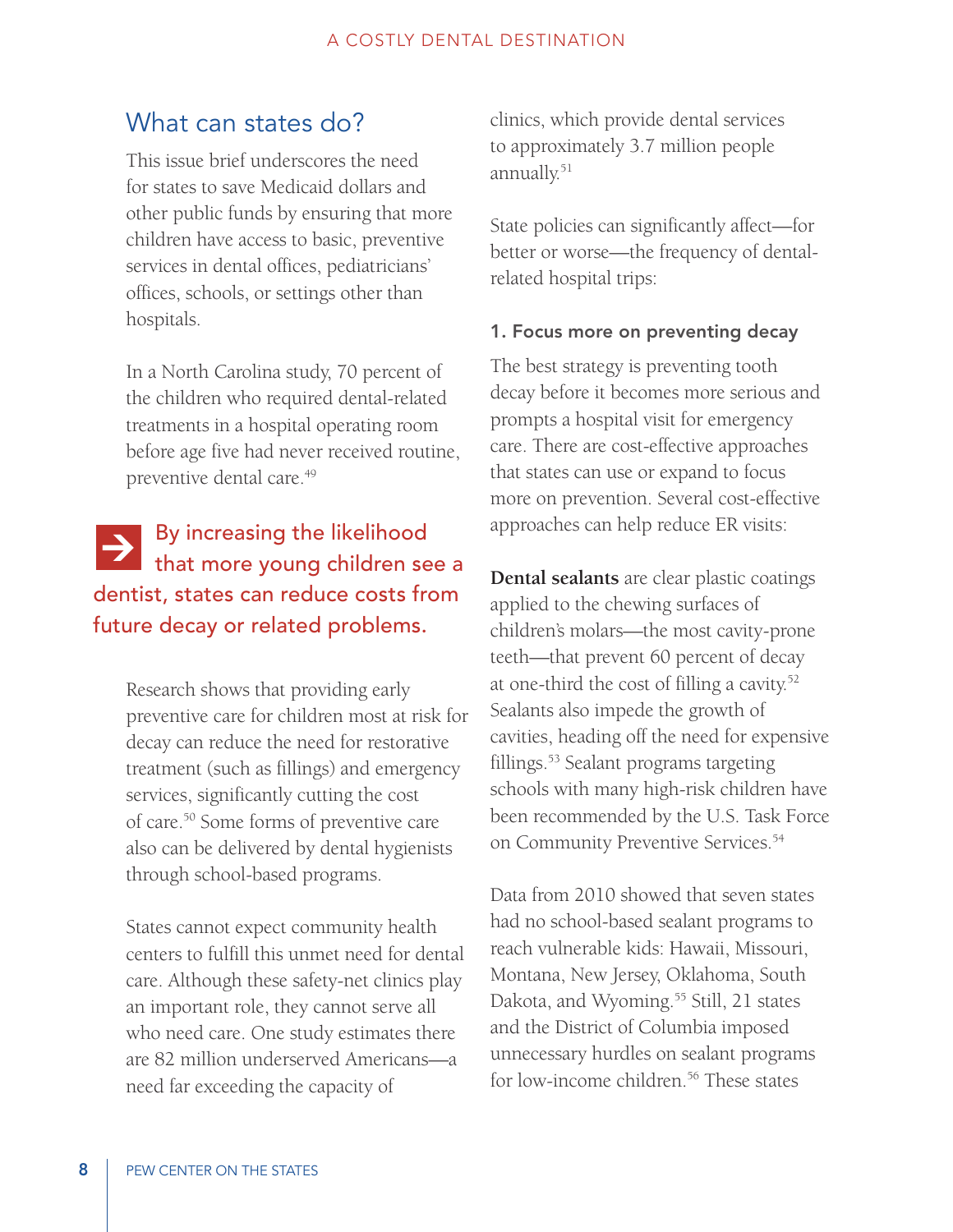## What can states do?

This issue brief underscores the need for states to save Medicaid dollars and other public funds by ensuring that more children have access to basic, preventive services in dental offices, pediatricians' offices, schools, or settings other than hospitals.

In a North Carolina study, 70 percent of the children who required dental-related treatments in a hospital operating room before age five had never received routine, preventive dental care.[49]

> By increasing the likelihood that more young children see a dentist, states can reduce costs from future decay or related problems.

Research shows that providing early preventive care for children most at risk for decay can reduce the need for restorative treatment (such as fillings) and emergency services, significantly cutting the cost of care.[50] Some forms of preventive care also can be delivered by dental hygienists through school-based programs.

States cannot expect community health centers to fulfill this unmet need for dental care. Although these safety-net clinics play an important role, they cannot serve all who need care. One study estimates there are 82 million underserved Americans—a need far exceeding the capacity of clinics, which provide dental services to approximately 3.7 million people annually.[51]

State policies can significantly affect—for better or worse—the frequency of dental-related hospital trips:

### 1. Focus more on preventing decay

The best strategy is preventing tooth decay before it becomes more serious and prompts a hospital visit for emergency care. There are cost-effective approaches that states can use or expand to focus more on prevention. Several cost-effective approaches can help reduce ER visits:

**Dental sealants** are clear plastic coatings applied to the chewing surfaces of children's molars—the most cavity-prone teeth—that prevent 60 percent of decay at one-third the cost of filling a cavity.[52] Sealants also impede the growth of cavities, heading off the need for expensive fillings.[53] Sealant programs targeting schools with many high-risk children have been recommended by the U.S. Task Force on Community Preventive Services.[54]

Data from 2010 showed that seven states had no school-based sealant programs to reach vulnerable kids: Hawaii, Missouri, Montana, New Jersey, Oklahoma, South Dakota, and Wyoming.[55] Still, 21 states and the District of Columbia imposed unnecessary hurdles on sealant programs for low-income children.[56] These states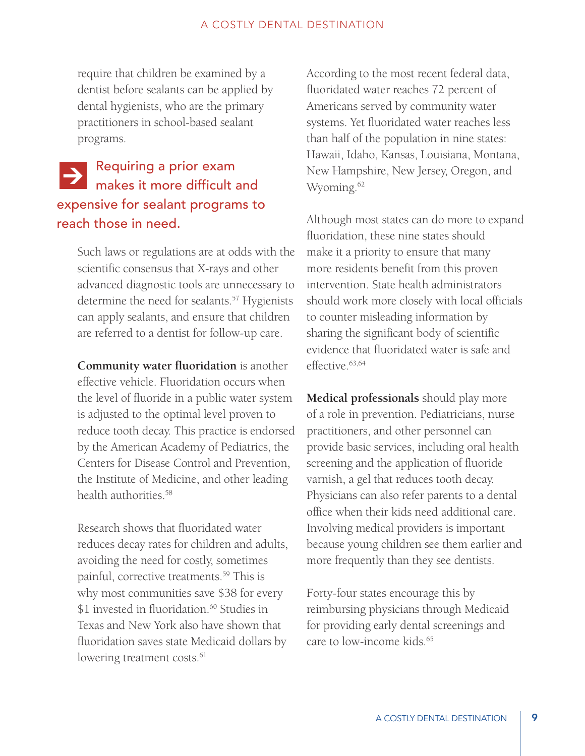require that children be examined by a dentist before sealants can be applied by dental hygienists, who are the primary practitioners in school-based sealant programs.

**Requiring a prior exam makes it more difficult and expensive for sealant programs to reach those in need.**

Such laws or regulations are at odds with the scientific consensus that X-rays and other advanced diagnostic tools are unnecessary to determine the need for sealants.[57] Hygienists can apply sealants, and ensure that children are referred to a dentist for follow-up care.

**Community water fluoridation** is another effective vehicle. Fluoridation occurs when the level of fluoride in a public water system is adjusted to the optimal level proven to reduce tooth decay. This practice is endorsed by the American Academy of Pediatrics, the Centers for Disease Control and Prevention, the Institute of Medicine, and other leading health authorities.[58]

Research shows that fluoridated water reduces decay rates for children and adults, avoiding the need for costly, sometimes painful, corrective treatments.[59] This is why most communities save $38 for every $1 invested in fluoridation.[60] Studies in Texas and New York also have shown that fluoridation saves state Medicaid dollars by lowering treatment costs.[61]

According to the most recent federal data, fluoridated water reaches 72 percent of Americans served by community water systems. Yet fluoridated water reaches less than half of the population in nine states: Hawaii, Idaho, Kansas, Louisiana, Montana, New Hampshire, New Jersey, Oregon, and Wyoming.[62]

Although most states can do more to expand fluoridation, these nine states should make it a priority to ensure that many more residents benefit from this proven intervention. State health administrators should work more closely with local officials to counter misleading information by sharing the significant body of scientific evidence that fluoridated water is safe and effective.[63,64]

**Medical professionals** should play more of a role in prevention. Pediatricians, nurse practitioners, and other personnel can provide basic services, including oral health screening and the application of fluoride varnish, a gel that reduces tooth decay. Physicians can also refer parents to a dental office when their kids need additional care. Involving medical providers is important because young children see them earlier and more frequently than they see dentists.

Forty-four states encourage this by reimbursing physicians through Medicaid for providing early dental screenings and care to low-income kids.[65]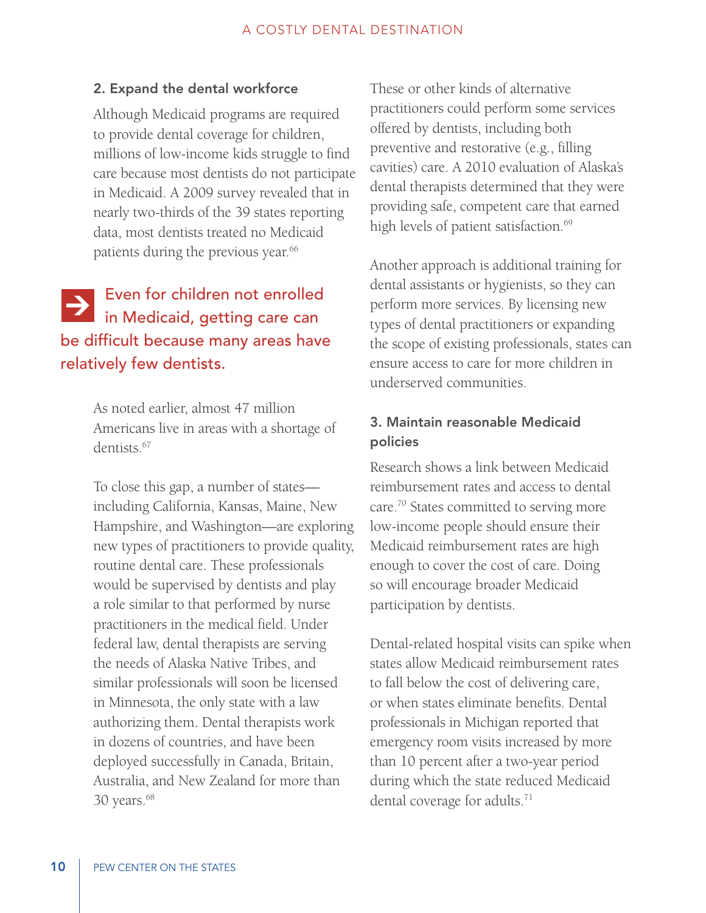### 2. Expand the dental workforce

Although Medicaid programs are required to provide dental coverage for children, millions of low-income kids struggle to find care because most dentists do not participate in Medicaid. A 2009 survey revealed that in nearly two-thirds of the 39 states reporting data, most dentists treated no Medicaid patients during the previous year.[66]

**Even for children not enrolled in Medicaid, getting care can be difficult because many areas have relatively few dentists.**

As noted earlier, almost 47 million Americans live in areas with a shortage of dentists.[67]

To close this gap, a number of states—including California, Kansas, Maine, New Hampshire, and Washington—are exploring new types of practitioners to provide quality, routine dental care. These professionals would be supervised by dentists and play a role similar to that performed by nurse practitioners in the medical field. Under federal law, dental therapists are serving the needs of Alaska Native Tribes, and similar professionals will soon be licensed in Minnesota, the only state with a law authorizing them. Dental therapists work in dozens of countries, and have been deployed successfully in Canada, Britain, Australia, and New Zealand for more than 30 years.[68]

These or other kinds of alternative practitioners could perform some services offered by dentists, including both preventive and restorative (e.g., filling cavities) care. A 2010 evaluation of Alaska's dental therapists determined that they were providing safe, competent care that earned high levels of patient satisfaction.[69]

Another approach is additional training for dental assistants or hygienists, so they can perform more services. By licensing new types of dental practitioners or expanding the scope of existing professionals, states can ensure access to care for more children in underserved communities.

### 3. Maintain reasonable Medicaid policies

Research shows a link between Medicaid reimbursement rates and access to dental care.[70] States committed to serving more low-income people should ensure their Medicaid reimbursement rates are high enough to cover the cost of care. Doing so will encourage broader Medicaid participation by dentists.

Dental-related hospital visits can spike when states allow Medicaid reimbursement rates to fall below the cost of delivering care, or when states eliminate benefits. Dental professionals in Michigan reported that emergency room visits increased by more than 10 percent after a two-year period during which the state reduced Medicaid dental coverage for adults.[71]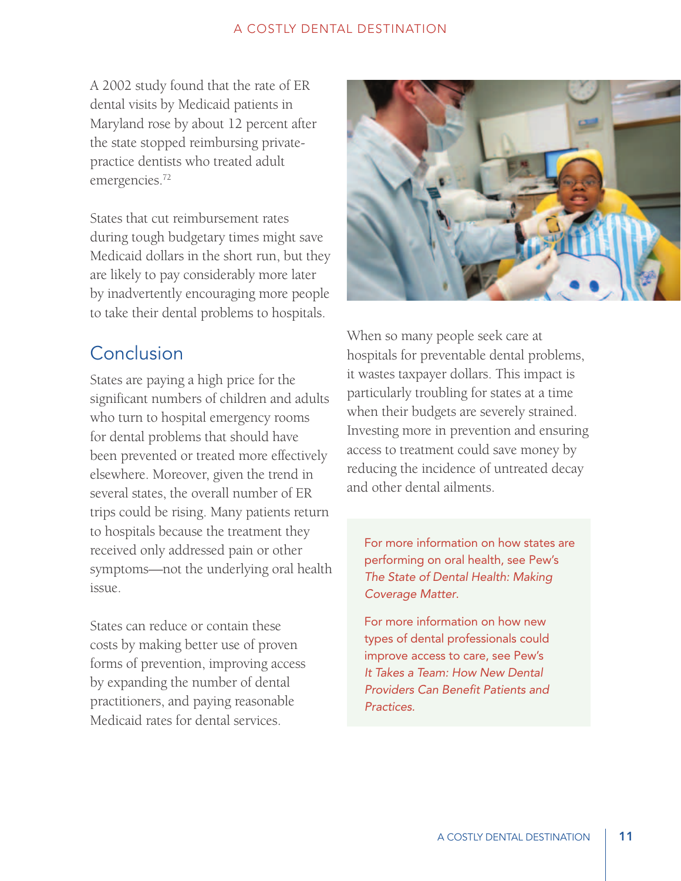A 2002 study found that the rate of ER dental visits by Medicaid patients in Maryland rose by about 12 percent after the state stopped reimbursing private-practice dentists who treated adult emergencies.[72]

States that cut reimbursement rates during tough budgetary times might save Medicaid dollars in the short run, but they are likely to pay considerably more later by inadvertently encouraging more people to take their dental problems to hospitals.

## Conclusion

States are paying a high price for the significant numbers of children and adults who turn to hospital emergency rooms for dental problems that should have been prevented or treated more effectively elsewhere. Moreover, given the trend in several states, the overall number of ER trips could be rising. Many patients return to hospitals because the treatment they received only addressed pain or other symptoms—not the underlying oral health issue.

States can reduce or contain these costs by making better use of proven forms of prevention, improving access by expanding the number of dental practitioners, and paying reasonable Medicaid rates for dental services.

When so many people seek care at hospitals for preventable dental problems, it wastes taxpayer dollars. This impact is particularly troubling for states at a time when their budgets are severely strained. Investing more in prevention and ensuring access to treatment could save money by reducing the incidence of untreated decay and other dental ailments.

For more information on how states are performing on oral health, see Pew's *The State of Dental Health: Making Coverage Matter.*

For more information on how new types of dental professionals could improve access to care, see Pew's *It Takes a Team: How New Dental Providers Can Benefit Patients and Practices.*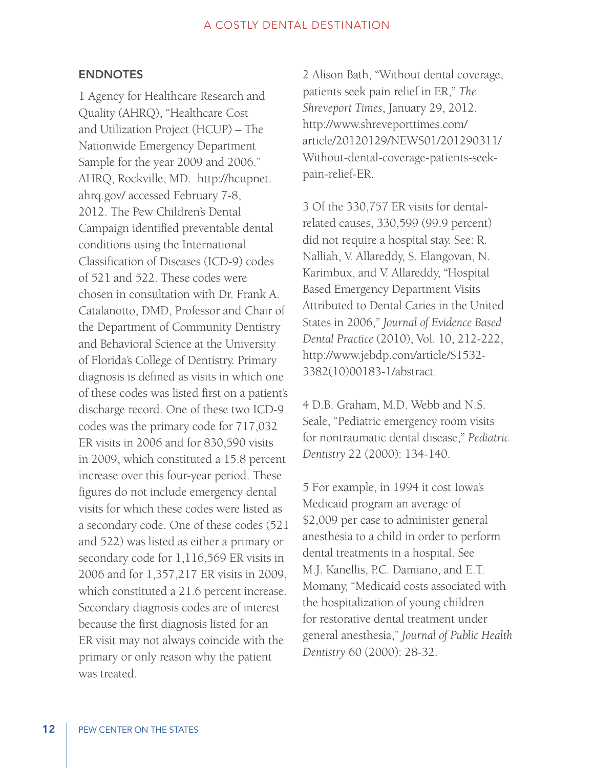## ENDNOTES

1 Agency for Healthcare Research and Quality (AHRQ), "Healthcare Cost and Utilization Project (HCUP) – The Nationwide Emergency Department Sample for the year 2009 and 2006." AHRQ, Rockville, MD. http://hcupnet.ahrq.gov/ accessed February 7-8, 2012. The Pew Children's Dental Campaign identified preventable dental conditions using the International Classification of Diseases (ICD-9) codes of 521 and 522. These codes were chosen in consultation with Dr. Frank A. Catalanotto, DMD, Professor and Chair of the Department of Community Dentistry and Behavioral Science at the University of Florida's College of Dentistry. Primary diagnosis is defined as visits in which one of these codes was listed first on a patient's discharge record. One of these two ICD-9 codes was the primary code for 717,032 ER visits in 2006 and for 830,590 visits in 2009, which constituted a 15.8 percent increase over this four-year period. These figures do not include emergency dental visits for which these codes were listed as a secondary code. One of these codes (521 and 522) was listed as either a primary or secondary code for 1,116,569 ER visits in 2006 and for 1,357,217 ER visits in 2009, which constituted a 21.6 percent increase. Secondary diagnosis codes are of interest because the first diagnosis listed for an ER visit may not always coincide with the primary or only reason why the patient was treated.

2 Alison Bath, "Without dental coverage, patients seek pain relief in ER," *The Shreveport Times*, January 29, 2012. http://www.shreveporttimes.com/article/20120129/NEWS01/201290311/Without-dental-coverage-patients-seek-pain-relief-ER.

3 Of the 330,757 ER visits for dental-related causes, 330,599 (99.9 percent) did not require a hospital stay. See: R. Nalliah, V. Allareddy, S. Elangovan, N. Karimbux, and V. Allareddy, "Hospital Based Emergency Department Visits Attributed to Dental Caries in the United States in 2006," *Journal of Evidence Based Dental Practice* (2010), Vol. 10, 212-222, http://www.jebdp.com/article/S1532-3382(10)00183-1/abstract.

4 D.B. Graham, M.D. Webb and N.S. Seale, "Pediatric emergency room visits for nontraumatic dental disease," *Pediatric Dentistry* 22 (2000): 134-140.

5 For example, in 1994 it cost Iowa's Medicaid program an average of $2,009 per case to administer general anesthesia to a child in order to perform dental treatments in a hospital. See M.J. Kanellis, P.C. Damiano, and E.T. Momany, "Medicaid costs associated with the hospitalization of young children for restorative dental treatment under general anesthesia," *Journal of Public Health Dentistry* 60 (2000): 28-32.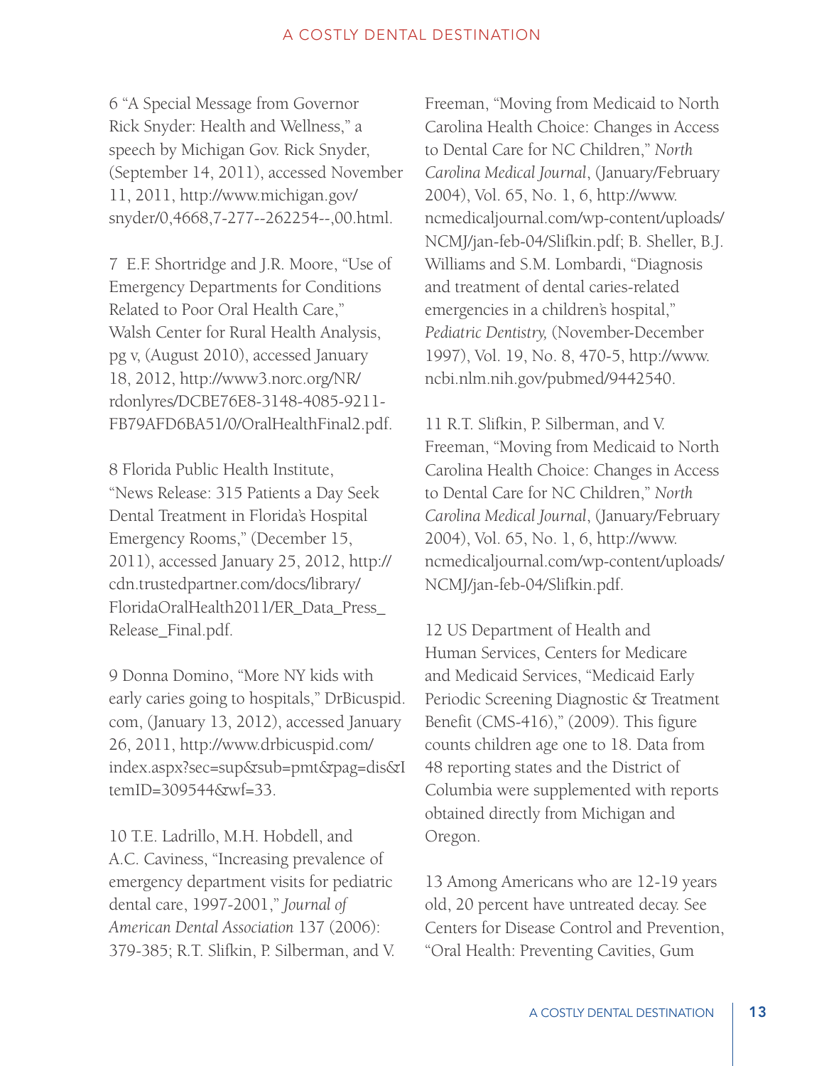6 "A Special Message from Governor Rick Snyder: Health and Wellness," a speech by Michigan Gov. Rick Snyder, (September 14, 2011), accessed November 11, 2011, http://www.michigan.gov/snyder/0,4668,7-277--262254--,00.html.

7 E.F. Shortridge and J.R. Moore, "Use of Emergency Departments for Conditions Related to Poor Oral Health Care," Walsh Center for Rural Health Analysis, pg v, (August 2010), accessed January 18, 2012, http://www3.norc.org/NR/rdonlyres/DCBE76E8-3148-4085-9211-FB79AFD6BA51/0/OralHealthFinal2.pdf.

8 Florida Public Health Institute, "News Release: 315 Patients a Day Seek Dental Treatment in Florida's Hospital Emergency Rooms," (December 15, 2011), accessed January 25, 2012, http://cdn.trustedpartner.com/docs/library/FloridaOralHealth2011/ER_Data_Press_Release_Final.pdf.

9 Donna Domino, "More NY kids with early caries going to hospitals," DrBicuspid.com, (January 13, 2012), accessed January 26, 2011, http://www.drbicuspid.com/index.aspx?sec=sup&sub=pmt&pag=dis&ItemID=309544&wf=33.

10 T.E. Ladrillo, M.H. Hobdell, and A.C. Caviness, "Increasing prevalence of emergency department visits for pediatric dental care, 1997-2001," *Journal of American Dental Association* 137 (2006): 379-385; R.T. Slifkin, P. Silberman, and V. Freeman, "Moving from Medicaid to North Carolina Health Choice: Changes in Access to Dental Care for NC Children," *North Carolina Medical Journal*, (January/February 2004), Vol. 65, No. 1, 6, http://www.ncmedicaljournal.com/wp-content/uploads/NCMJ/jan-feb-04/Slifkin.pdf; B. Sheller, B.J. Williams and S.M. Lombardi, "Diagnosis and treatment of dental caries-related emergencies in a children's hospital," *Pediatric Dentistry,* (November-December 1997), Vol. 19, No. 8, 470-5, http://www.ncbi.nlm.nih.gov/pubmed/9442540.

11 R.T. Slifkin, P. Silberman, and V. Freeman, "Moving from Medicaid to North Carolina Health Choice: Changes in Access to Dental Care for NC Children," *North Carolina Medical Journal*, (January/February 2004), Vol. 65, No. 1, 6, http://www.ncmedicaljournal.com/wp-content/uploads/NCMJ/jan-feb-04/Slifkin.pdf.

12 US Department of Health and Human Services, Centers for Medicare and Medicaid Services, "Medicaid Early Periodic Screening Diagnostic & Treatment Benefit (CMS-416)," (2009). This figure counts children age one to 18. Data from 48 reporting states and the District of Columbia were supplemented with reports obtained directly from Michigan and Oregon.

13 Among Americans who are 12-19 years old, 20 percent have untreated decay. See Centers for Disease Control and Prevention, "Oral Health: Preventing Cavities, Gum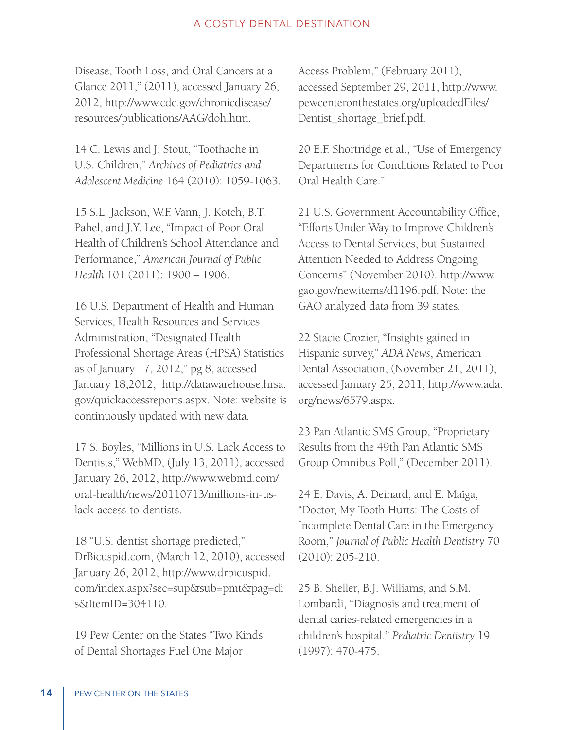Disease, Tooth Loss, and Oral Cancers at a Glance 2011," (2011), accessed January 26, 2012, http://www.cdc.gov/chronicdisease/resources/publications/AAG/doh.htm.

14 C. Lewis and J. Stout, "Toothache in U.S. Children," *Archives of Pediatrics and Adolescent Medicine* 164 (2010): 1059-1063.

15 S.L. Jackson, W.F. Vann, J. Kotch, B.T. Pahel, and J.Y. Lee, "Impact of Poor Oral Health of Children's School Attendance and Performance," *American Journal of Public Health* 101 (2011): 1900 – 1906.

16 U.S. Department of Health and Human Services, Health Resources and Services Administration, "Designated Health Professional Shortage Areas (HPSA) Statistics as of January 17, 2012," pg 8, accessed January 18,2012, http://datawarehouse.hrsa.gov/quickaccessreports.aspx. Note: website is continuously updated with new data.

17 S. Boyles, "Millions in U.S. Lack Access to Dentists," WebMD, (July 13, 2011), accessed January 26, 2012, http://www.webmd.com/oral-health/news/20110713/millions-in-us-lack-access-to-dentists.

18 "U.S. dentist shortage predicted," DrBicuspid.com, (March 12, 2010), accessed January 26, 2012, http://www.drbicuspid.com/index.aspx?sec=sup&sub=pmt&pag=dis&ItemID=304110.

19 Pew Center on the States "Two Kinds of Dental Shortages Fuel One Major Access Problem," (February 2011), accessed September 29, 2011, http://www.pewcenteronthestates.org/uploadedFiles/Dentist_shortage_brief.pdf.

20 E.F. Shortridge et al., "Use of Emergency Departments for Conditions Related to Poor Oral Health Care."

21 U.S. Government Accountability Office, "Efforts Under Way to Improve Children's Access to Dental Services, but Sustained Attention Needed to Address Ongoing Concerns" (November 2010). http://www.gao.gov/new.items/d1196.pdf. Note: the GAO analyzed data from 39 states.

22 Stacie Crozier, "Insights gained in Hispanic survey," *ADA News*, American Dental Association, (November 21, 2011), accessed January 25, 2011, http://www.ada.org/news/6579.aspx.

23 Pan Atlantic SMS Group, "Proprietary Results from the 49th Pan Atlantic SMS Group Omnibus Poll," (December 2011).

24 E. Davis, A. Deinard, and E. Maïga, "Doctor, My Tooth Hurts: The Costs of Incomplete Dental Care in the Emergency Room," *Journal of Public Health Dentistry* 70 (2010): 205-210.

25 B. Sheller, B.J. Williams, and S.M. Lombardi, "Diagnosis and treatment of dental caries-related emergencies in a children's hospital." *Pediatric Dentistry* 19 (1997): 470-475.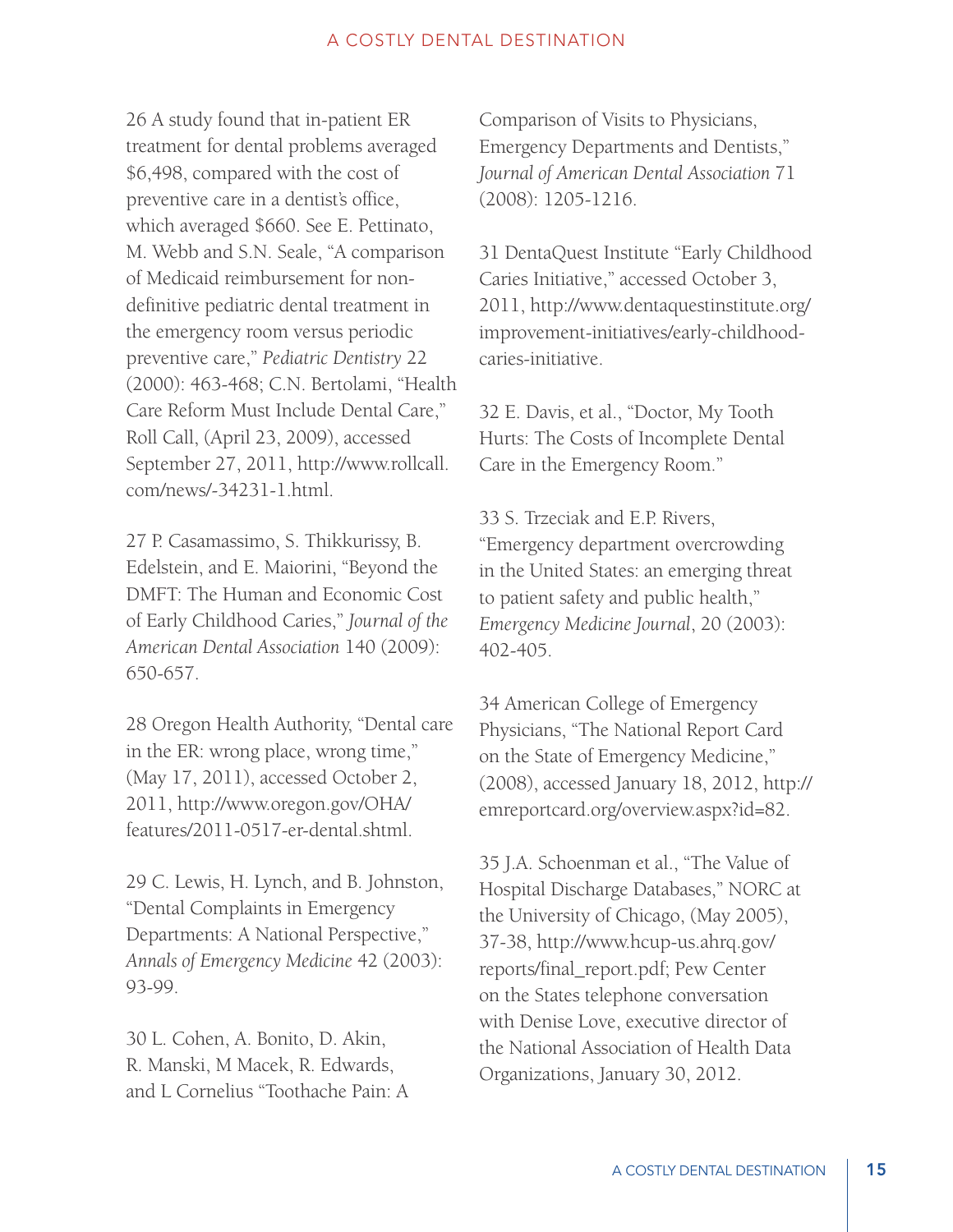26 A study found that in-patient ER treatment for dental problems averaged $6,498, compared with the cost of preventive care in a dentist's office, which averaged $660. See E. Pettinato, M. Webb and S.N. Seale, "A comparison of Medicaid reimbursement for non-definitive pediatric dental treatment in the emergency room versus periodic preventive care," *Pediatric Dentistry* 22 (2000): 463-468; C.N. Bertolami, "Health Care Reform Must Include Dental Care," Roll Call, (April 23, 2009), accessed September 27, 2011, http://www.rollcall.com/news/-34231-1.html.

27 P. Casamassimo, S. Thikkurissy, B. Edelstein, and E. Maiorini, "Beyond the DMFT: The Human and Economic Cost of Early Childhood Caries," *Journal of the American Dental Association* 140 (2009): 650-657.

28 Oregon Health Authority, "Dental care in the ER: wrong place, wrong time," (May 17, 2011), accessed October 2, 2011, http://www.oregon.gov/OHA/features/2011-0517-er-dental.shtml.

29 C. Lewis, H. Lynch, and B. Johnston, "Dental Complaints in Emergency Departments: A National Perspective," *Annals of Emergency Medicine* 42 (2003): 93-99.

30 L. Cohen, A. Bonito, D. Akin, R. Manski, M Macek, R. Edwards, and L Cornelius "Toothache Pain: A Comparison of Visits to Physicians, Emergency Departments and Dentists," *Journal of American Dental Association* 71 (2008): 1205-1216.

31 DentaQuest Institute "Early Childhood Caries Initiative," accessed October 3, 2011, http://www.dentaquestinstitute.org/improvement-initiatives/early-childhood-caries-initiative.

32 E. Davis, et al., "Doctor, My Tooth Hurts: The Costs of Incomplete Dental Care in the Emergency Room."

33 S. Trzeciak and E.P. Rivers, "Emergency department overcrowding in the United States: an emerging threat to patient safety and public health," *Emergency Medicine Journal*, 20 (2003): 402-405.

34 American College of Emergency Physicians, "The National Report Card on the State of Emergency Medicine," (2008), accessed January 18, 2012, http://emreportcard.org/overview.aspx?id=82.

35 J.A. Schoenman et al., "The Value of Hospital Discharge Databases," NORC at the University of Chicago, (May 2005), 37-38, http://www.hcup-us.ahrq.gov/reports/final_report.pdf; Pew Center on the States telephone conversation with Denise Love, executive director of the National Association of Health Data Organizations, January 30, 2012.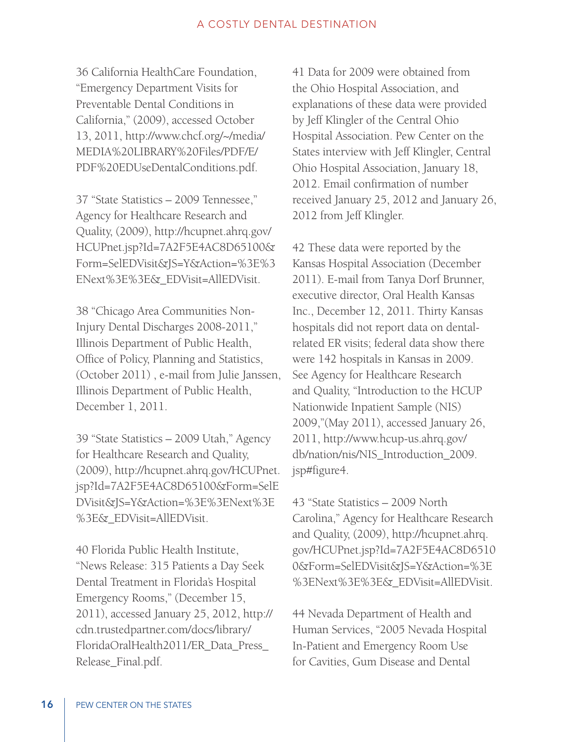36 California HealthCare Foundation, “Emergency Department Visits for Preventable Dental Conditions in California,” (2009), accessed October 13, 2011, http://www.chcf.org/~/media/MEDIA%20LIBRARY%20Files/PDF/E/PDF%20EDUseDentalConditions.pdf.

37 “State Statistics – 2009 Tennessee,” Agency for Healthcare Research and Quality, (2009), http://hcupnet.ahrq.gov/HCUPnet.jsp?Id=7A2F5E4AC8D65100&Form=SelEDVisit&JS=Y&Action=%3E%3ENext%3E%3E&_EDVisit=AllEDVisit.

38 “Chicago Area Communities Non-Injury Dental Discharges 2008-2011,” Illinois Department of Public Health, Office of Policy, Planning and Statistics, (October 2011) , e-mail from Julie Janssen, Illinois Department of Public Health, December 1, 2011.

39 “State Statistics – 2009 Utah,” Agency for Healthcare Research and Quality, (2009), http://hcupnet.ahrq.gov/HCUPnet.jsp?Id=7A2F5E4AC8D65100&Form=SelEDVisit&JS=Y&Action=%3E%3ENext%3E%3E&_EDVisit=AllEDVisit.

40 Florida Public Health Institute, “News Release: 315 Patients a Day Seek Dental Treatment in Florida’s Hospital Emergency Rooms,” (December 15, 2011), accessed January 25, 2012, http://cdn.trustedpartner.com/docs/library/FloridaOralHealth2011/ER_Data_Press_Release_Final.pdf.

41 Data for 2009 were obtained from the Ohio Hospital Association, and explanations of these data were provided by Jeff Klingler of the Central Ohio Hospital Association. Pew Center on the States interview with Jeff Klingler, Central Ohio Hospital Association, January 18, 2012. Email confirmation of number received January 25, 2012 and January 26, 2012 from Jeff Klingler.

42 These data were reported by the Kansas Hospital Association (December 2011). E-mail from Tanya Dorf Brunner, executive director, Oral Health Kansas Inc., December 12, 2011. Thirty Kansas hospitals did not report data on dental-related ER visits; federal data show there were 142 hospitals in Kansas in 2009. See Agency for Healthcare Research and Quality, “Introduction to the HCUP Nationwide Inpatient Sample (NIS) 2009,”(May 2011), accessed January 26, 2011, http://www.hcup-us.ahrq.gov/db/nation/nis/NIS_Introduction_2009.jsp#figure4.

43 “State Statistics – 2009 North Carolina,” Agency for Healthcare Research and Quality, (2009), http://hcupnet.ahrq.gov/HCUPnet.jsp?Id=7A2F5E4AC8D65100&Form=SelEDVisit&JS=Y&Action=%3E%3ENext%3E%3E&_EDVisit=AllEDVisit.

44 Nevada Department of Health and Human Services, “2005 Nevada Hospital In-Patient and Emergency Room Use for Cavities, Gum Disease and Dental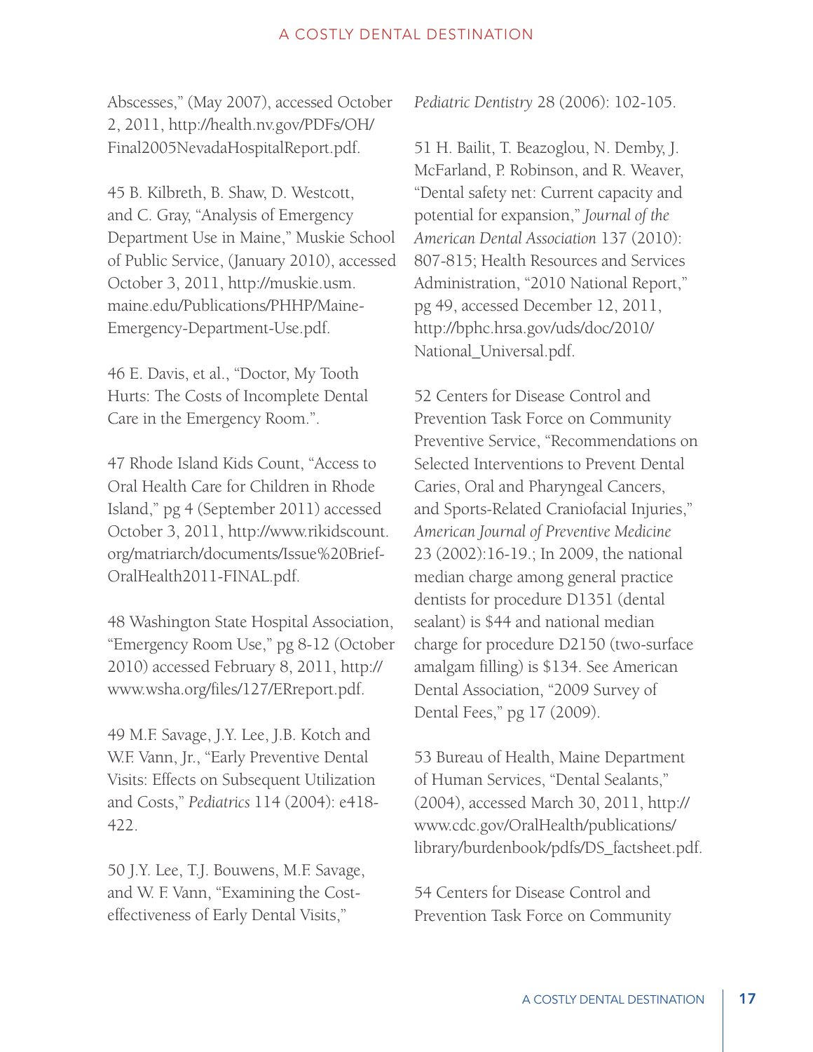Abscesses," (May 2007), accessed October 2, 2011, http://health.nv.gov/PDFs/OH/Final2005NevadaHospitalReport.pdf.

45 B. Kilbreth, B. Shaw, D. Westcott, and C. Gray, "Analysis of Emergency Department Use in Maine," Muskie School of Public Service, (January 2010), accessed October 3, 2011, http://muskie.usm.maine.edu/Publications/PHHP/Maine-Emergency-Department-Use.pdf.

46 E. Davis, et al., "Doctor, My Tooth Hurts: The Costs of Incomplete Dental Care in the Emergency Room.".

47 Rhode Island Kids Count, "Access to Oral Health Care for Children in Rhode Island," pg 4 (September 2011) accessed October 3, 2011, http://www.rikidscount.org/matriarch/documents/Issue%20Brief-OralHealth2011-FINAL.pdf.

48 Washington State Hospital Association, "Emergency Room Use," pg 8-12 (October 2010) accessed February 8, 2011, http://www.wsha.org/files/127/ERreport.pdf.

49 M.F. Savage, J.Y. Lee, J.B. Kotch and W.F. Vann, Jr., "Early Preventive Dental Visits: Effects on Subsequent Utilization and Costs," *Pediatrics* 114 (2004): e418-422.

50 J.Y. Lee, T.J. Bouwens, M.F. Savage, and W. F. Vann, "Examining the Cost-effectiveness of Early Dental Visits," *Pediatric Dentistry* 28 (2006): 102-105.

51 H. Bailit, T. Beazoglou, N. Demby, J. McFarland, P. Robinson, and R. Weaver, "Dental safety net: Current capacity and potential for expansion," *Journal of the American Dental Association* 137 (2010): 807-815; Health Resources and Services Administration, "2010 National Report," pg 49, accessed December 12, 2011, http://bphc.hrsa.gov/uds/doc/2010/National_Universal.pdf.

52 Centers for Disease Control and Prevention Task Force on Community Preventive Service, "Recommendations on Selected Interventions to Prevent Dental Caries, Oral and Pharyngeal Cancers, and Sports-Related Craniofacial Injuries," *American Journal of Preventive Medicine* 23 (2002):16-19.; In 2009, the national median charge among general practice dentists for procedure D1351 (dental sealant) is $44 and national median charge for procedure D2150 (two-surface amalgam filling) is $134. See American Dental Association, "2009 Survey of Dental Fees," pg 17 (2009).

53 Bureau of Health, Maine Department of Human Services, "Dental Sealants," (2004), accessed March 30, 2011, http://www.cdc.gov/OralHealth/publications/library/burdenbook/pdfs/DS_factsheet.pdf.

54 Centers for Disease Control and Prevention Task Force on Community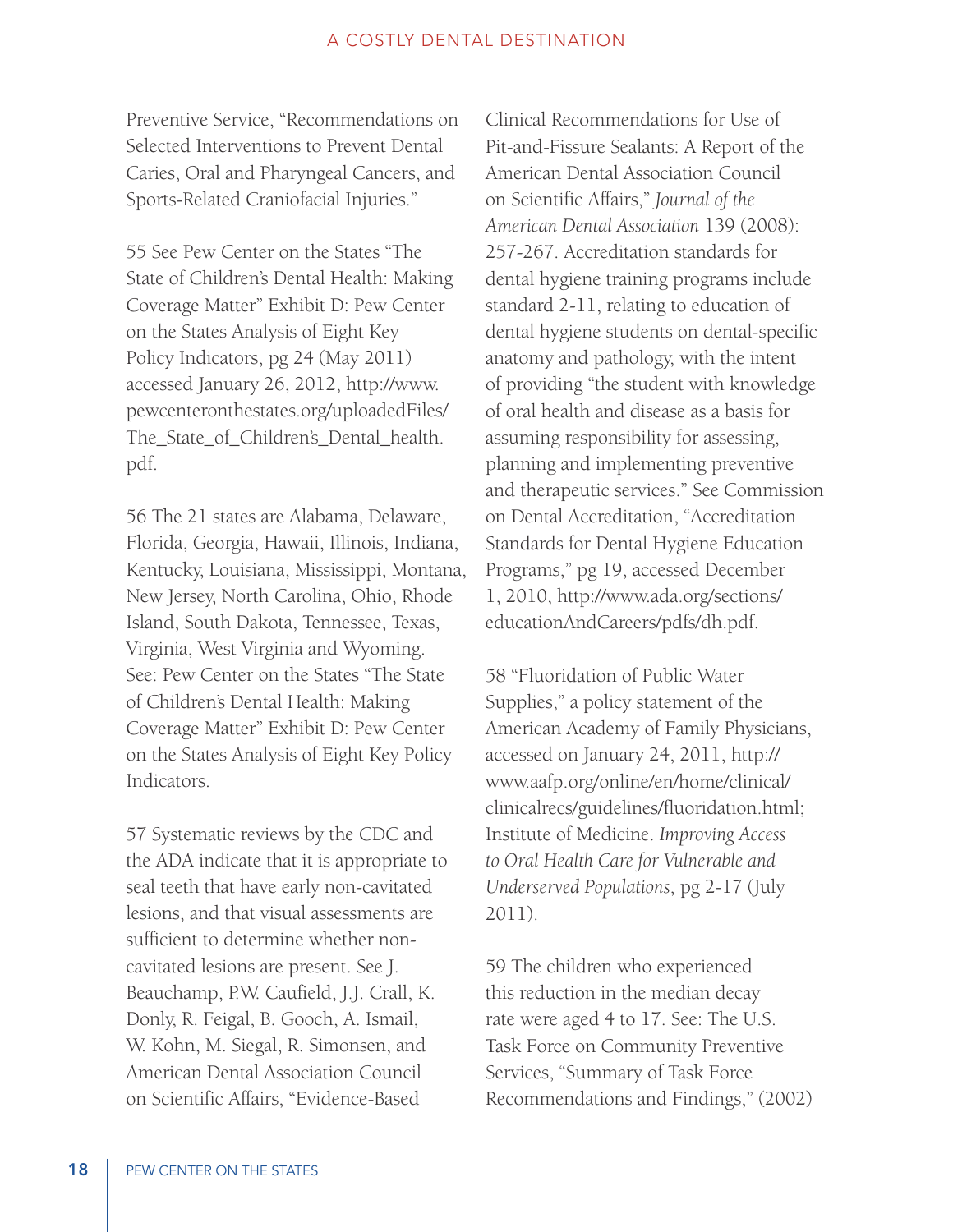Preventive Service, "Recommendations on Selected Interventions to Prevent Dental Caries, Oral and Pharyngeal Cancers, and Sports-Related Craniofacial Injuries."

55 See Pew Center on the States "The State of Children's Dental Health: Making Coverage Matter" Exhibit D: Pew Center on the States Analysis of Eight Key Policy Indicators, pg 24 (May 2011) accessed January 26, 2012, http://www.pewcenteronthestates.org/uploadedFiles/The_State_of_Children's_Dental_health.pdf.

56 The 21 states are Alabama, Delaware, Florida, Georgia, Hawaii, Illinois, Indiana, Kentucky, Louisiana, Mississippi, Montana, New Jersey, North Carolina, Ohio, Rhode Island, South Dakota, Tennessee, Texas, Virginia, West Virginia and Wyoming. See: Pew Center on the States "The State of Children's Dental Health: Making Coverage Matter" Exhibit D: Pew Center on the States Analysis of Eight Key Policy Indicators.

57 Systematic reviews by the CDC and the ADA indicate that it is appropriate to seal teeth that have early non-cavitated lesions, and that visual assessments are sufficient to determine whether non-cavitated lesions are present. See J. Beauchamp, P.W. Caufield, J.J. Crall, K. Donly, R. Feigal, B. Gooch, A. Ismail, W. Kohn, M. Siegal, R. Simonsen, and American Dental Association Council on Scientific Affairs, "Evidence-Based Clinical Recommendations for Use of Pit-and-Fissure Sealants: A Report of the American Dental Association Council on Scientific Affairs," *Journal of the American Dental Association* 139 (2008): 257-267. Accreditation standards for dental hygiene training programs include standard 2-11, relating to education of dental hygiene students on dental-specific anatomy and pathology, with the intent of providing "the student with knowledge of oral health and disease as a basis for assuming responsibility for assessing, planning and implementing preventive and therapeutic services." See Commission on Dental Accreditation, "Accreditation Standards for Dental Hygiene Education Programs," pg 19, accessed December 1, 2010, http://www.ada.org/sections/educationAndCareers/pdfs/dh.pdf.

58 "Fluoridation of Public Water Supplies," a policy statement of the American Academy of Family Physicians, accessed on January 24, 2011, http://www.aafp.org/online/en/home/clinical/clinicalrecs/guidelines/fluoridation.html; Institute of Medicine. *Improving Access to Oral Health Care for Vulnerable and Underserved Populations*, pg 2-17 (July 2011).

59 The children who experienced this reduction in the median decay rate were aged 4 to 17. See: The U.S. Task Force on Community Preventive Services, "Summary of Task Force Recommendations and Findings," (2002)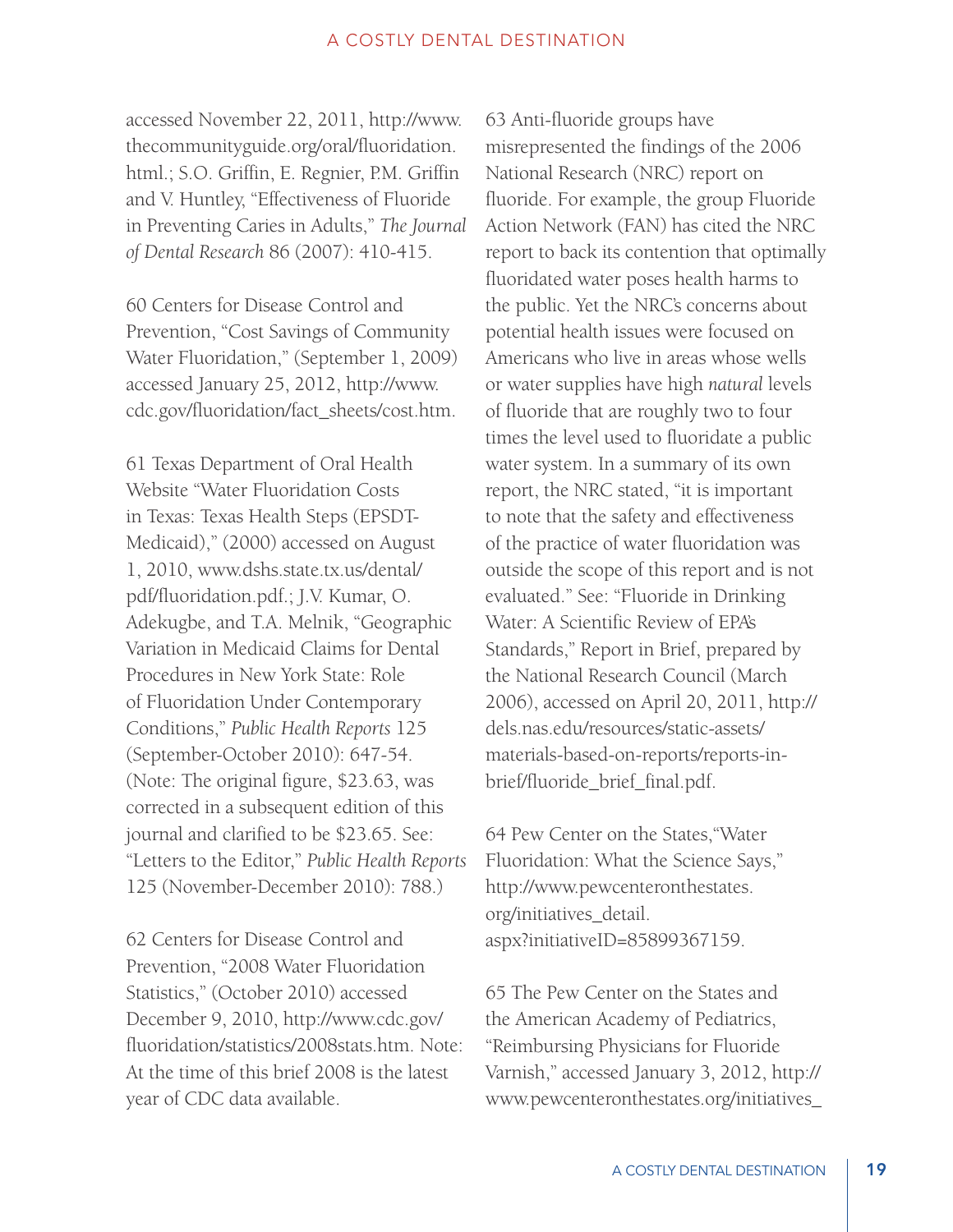accessed November 22, 2011, http://www.thecommunityguide.org/oral/fluoridation.html.; S.O. Griffin, E. Regnier, P.M. Griffin and V. Huntley, "Effectiveness of Fluoride in Preventing Caries in Adults," *The Journal of Dental Research* 86 (2007): 410-415.

60 Centers for Disease Control and Prevention, "Cost Savings of Community Water Fluoridation," (September 1, 2009) accessed January 25, 2012, http://www.cdc.gov/fluoridation/fact_sheets/cost.htm.

61 Texas Department of Oral Health Website "Water Fluoridation Costs in Texas: Texas Health Steps (EPSDT-Medicaid)," (2000) accessed on August 1, 2010, www.dshs.state.tx.us/dental/pdf/fluoridation.pdf.; J.V. Kumar, O. Adekugbe, and T.A. Melnik, "Geographic Variation in Medicaid Claims for Dental Procedures in New York State: Role of Fluoridation Under Contemporary Conditions," *Public Health Reports* 125 (September-October 2010): 647-54. (Note: The original figure, $23.63, was corrected in a subsequent edition of this journal and clarified to be $23.65. See: "Letters to the Editor," *Public Health Reports* 125 (November-December 2010): 788.)

62 Centers for Disease Control and Prevention, "2008 Water Fluoridation Statistics," (October 2010) accessed December 9, 2010, http://www.cdc.gov/fluoridation/statistics/2008stats.htm. Note: At the time of this brief 2008 is the latest year of CDC data available.

63 Anti-fluoride groups have misrepresented the findings of the 2006 National Research (NRC) report on fluoride. For example, the group Fluoride Action Network (FAN) has cited the NRC report to back its contention that optimally fluoridated water poses health harms to the public. Yet the NRC's concerns about potential health issues were focused on Americans who live in areas whose wells or water supplies have high *natural* levels of fluoride that are roughly two to four times the level used to fluoridate a public water system. In a summary of its own report, the NRC stated, "it is important to note that the safety and effectiveness of the practice of water fluoridation was outside the scope of this report and is not evaluated." See: "Fluoride in Drinking Water: A Scientific Review of EPA's Standards," Report in Brief, prepared by the National Research Council (March 2006), accessed on April 20, 2011, http://dels.nas.edu/resources/static-assets/materials-based-on-reports/reports-in-brief/fluoride_brief_final.pdf.

64 Pew Center on the States,"Water Fluoridation: What the Science Says," http://www.pewcenteronthestates.org/initiatives_detail.aspx?initiativeID=85899367159.

65 The Pew Center on the States and the American Academy of Pediatrics, "Reimbursing Physicians for Fluoride Varnish," accessed January 3, 2012, http://www.pewcenteronthestates.org/initiatives_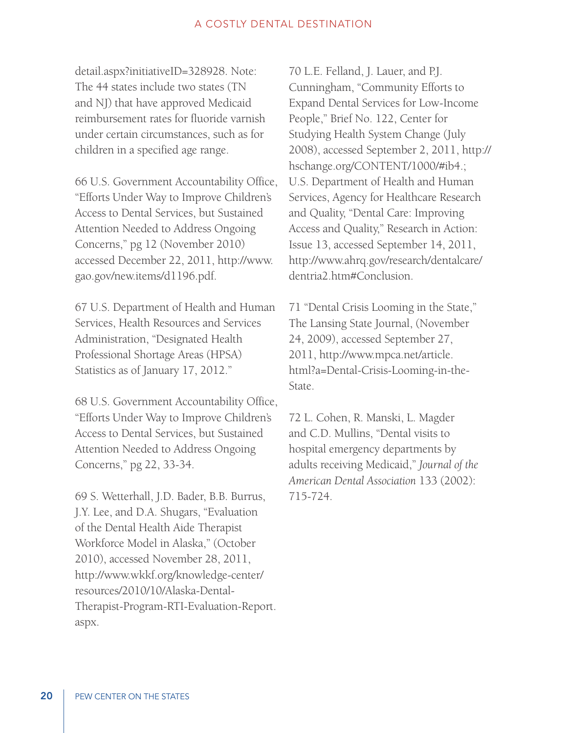detail.aspx?initiativeID=328928. Note: The 44 states include two states (TN and NJ) that have approved Medicaid reimbursement rates for fluoride varnish under certain circumstances, such as for children in a specified age range.

66 U.S. Government Accountability Office, "Efforts Under Way to Improve Children's Access to Dental Services, but Sustained Attention Needed to Address Ongoing Concerns," pg 12 (November 2010) accessed December 22, 2011, http://www.gao.gov/new.items/d1196.pdf.

67 U.S. Department of Health and Human Services, Health Resources and Services Administration, "Designated Health Professional Shortage Areas (HPSA) Statistics as of January 17, 2012."

68 U.S. Government Accountability Office, "Efforts Under Way to Improve Children's Access to Dental Services, but Sustained Attention Needed to Address Ongoing Concerns," pg 22, 33-34.

69 S. Wetterhall, J.D. Bader, B.B. Burrus, J.Y. Lee, and D.A. Shugars, "Evaluation of the Dental Health Aide Therapist Workforce Model in Alaska," (October 2010), accessed November 28, 2011, http://www.wkkf.org/knowledge-center/resources/2010/10/Alaska-Dental-Therapist-Program-RTI-Evaluation-Report.aspx.

70 L.E. Felland, J. Lauer, and P.J. Cunningham, "Community Efforts to Expand Dental Services for Low-Income People," Brief No. 122, Center for Studying Health System Change (July 2008), accessed September 2, 2011, http://hschange.org/CONTENT/1000/#ib4.; U.S. Department of Health and Human Services, Agency for Healthcare Research and Quality, "Dental Care: Improving Access and Quality," Research in Action: Issue 13, accessed September 14, 2011, http://www.ahrq.gov/research/dentalcare/dentria2.htm#Conclusion.

71 "Dental Crisis Looming in the State," The Lansing State Journal, (November 24, 2009), accessed September 27, 2011, http://www.mpca.net/article.html?a=Dental-Crisis-Looming-in-the-State.

72 L. Cohen, R. Manski, L. Magder and C.D. Mullins, "Dental visits to hospital emergency departments by adults receiving Medicaid," *Journal of the American Dental Association* 133 (2002): 715-724.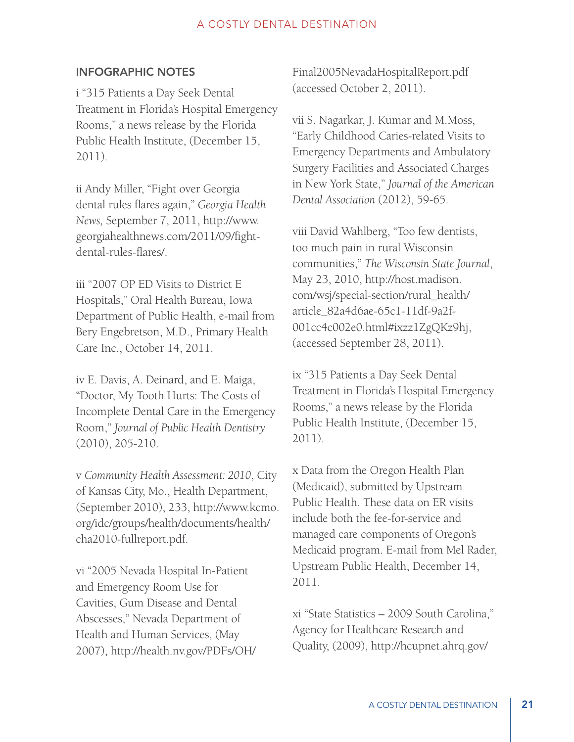## INFOGRAPHIC NOTES

i "315 Patients a Day Seek Dental Treatment in Florida's Hospital Emergency Rooms," a news release by the Florida Public Health Institute, (December 15, 2011).

ii Andy Miller, "Fight over Georgia dental rules flares again," *Georgia Health News,* September 7, 2011, http://www.georgiahealthnews.com/2011/09/fight-dental-rules-flares/.

iii "2007 OP ED Visits to District E Hospitals," Oral Health Bureau, Iowa Department of Public Health, e-mail from Bery Engebretson, M.D., Primary Health Care Inc., October 14, 2011.

iv E. Davis, A. Deinard, and E. Maiga, "Doctor, My Tooth Hurts: The Costs of Incomplete Dental Care in the Emergency Room," *Journal of Public Health Dentistry* (2010), 205-210.

v *Community Health Assessment: 2010*, City of Kansas City, Mo., Health Department, (September 2010), 233, http://www.kcmo.org/idc/groups/health/documents/health/cha2010-fullreport.pdf.

vi "2005 Nevada Hospital In-Patient and Emergency Room Use for Cavities, Gum Disease and Dental Abscesses," Nevada Department of Health and Human Services, (May 2007), http://health.nv.gov/PDFs/OH/Final2005NevadaHospitalReport.pdf (accessed October 2, 2011).

vii S. Nagarkar, J. Kumar and M.Moss, "Early Childhood Caries-related Visits to Emergency Departments and Ambulatory Surgery Facilities and Associated Charges in New York State," *Journal of the American Dental Association* (2012), 59-65.

viii David Wahlberg, "Too few dentists, too much pain in rural Wisconsin communities," *The Wisconsin State Journal*, May 23, 2010, http://host.madison.com/wsj/special-section/rural_health/article_82a4d6ae-65c1-11df-9a2f-001cc4c002e0.html#ixzz1ZgQKz9hj, (accessed September 28, 2011).

ix "315 Patients a Day Seek Dental Treatment in Florida's Hospital Emergency Rooms," a news release by the Florida Public Health Institute, (December 15, 2011).

x Data from the Oregon Health Plan (Medicaid), submitted by Upstream Public Health. These data on ER visits include both the fee-for-service and managed care components of Oregon's Medicaid program. E-mail from Mel Rader, Upstream Public Health, December 14, 2011.

xi "State Statistics – 2009 South Carolina," Agency for Healthcare Research and Quality, (2009), http://hcupnet.ahrq.gov/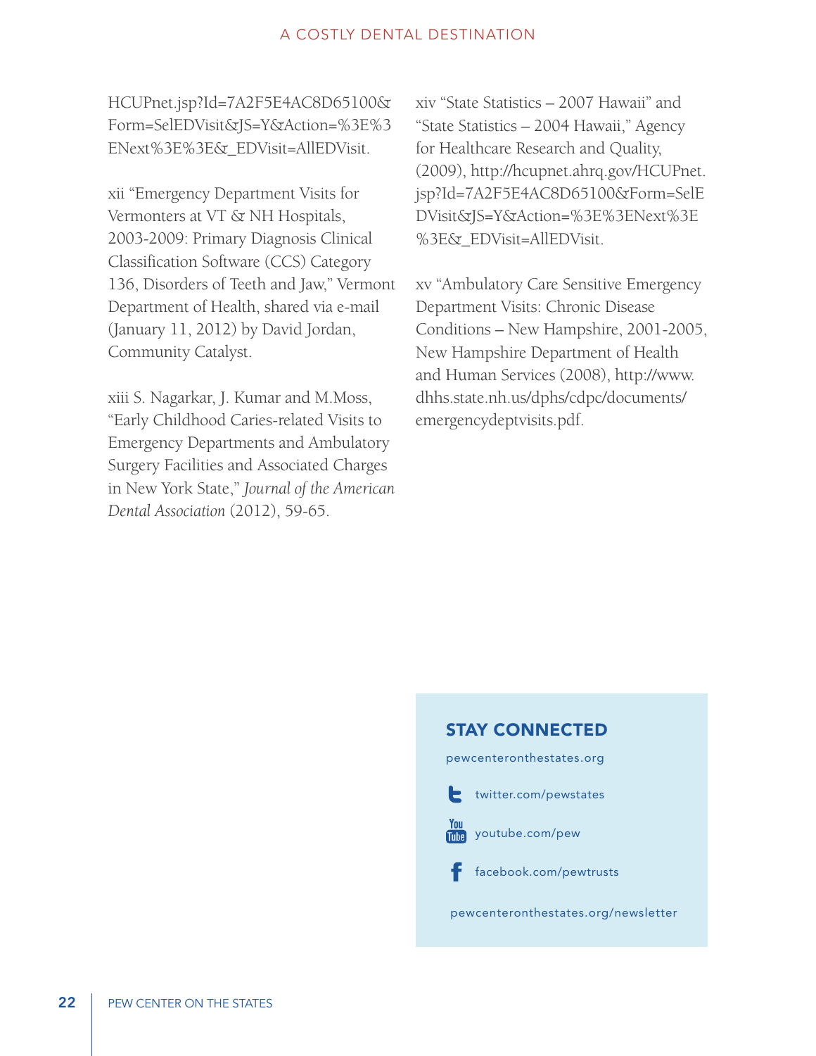HCUPnet.jsp?Id=7A2F5E4AC8D65100&Form=SelEDVisit&JS=Y&Action=%3E%3ENext%3E%3E&_EDVisit=AllEDVisit.

xii "Emergency Department Visits for Vermonters at VT & NH Hospitals, 2003-2009: Primary Diagnosis Clinical Classification Software (CCS) Category 136, Disorders of Teeth and Jaw," Vermont Department of Health, shared via e-mail (January 11, 2012) by David Jordan, Community Catalyst.

xiii S. Nagarkar, J. Kumar and M.Moss, "Early Childhood Caries-related Visits to Emergency Departments and Ambulatory Surgery Facilities and Associated Charges in New York State," *Journal of the American Dental Association* (2012), 59-65.

xiv "State Statistics – 2007 Hawaii" and "State Statistics – 2004 Hawaii," Agency for Healthcare Research and Quality, (2009), http://hcupnet.ahrq.gov/HCUPnet.jsp?Id=7A2F5E4AC8D65100&Form=SelEDVisit&JS=Y&Action=%3E%3ENext%3E%3E&_EDVisit=AllEDVisit.

xv "Ambulatory Care Sensitive Emergency Department Visits: Chronic Disease Conditions – New Hampshire, 2001-2005, New Hampshire Department of Health and Human Services (2008), http://www.dhhs.state.nh.us/dphs/cdpc/documents/emergencydeptvisits.pdf.

## STAY CONNECTED

pewcenteronthestates.org

twitter.com/pewstates

youtube.com/pew

facebook.com/pewtrusts

pewcenteronthestates.org/newsletter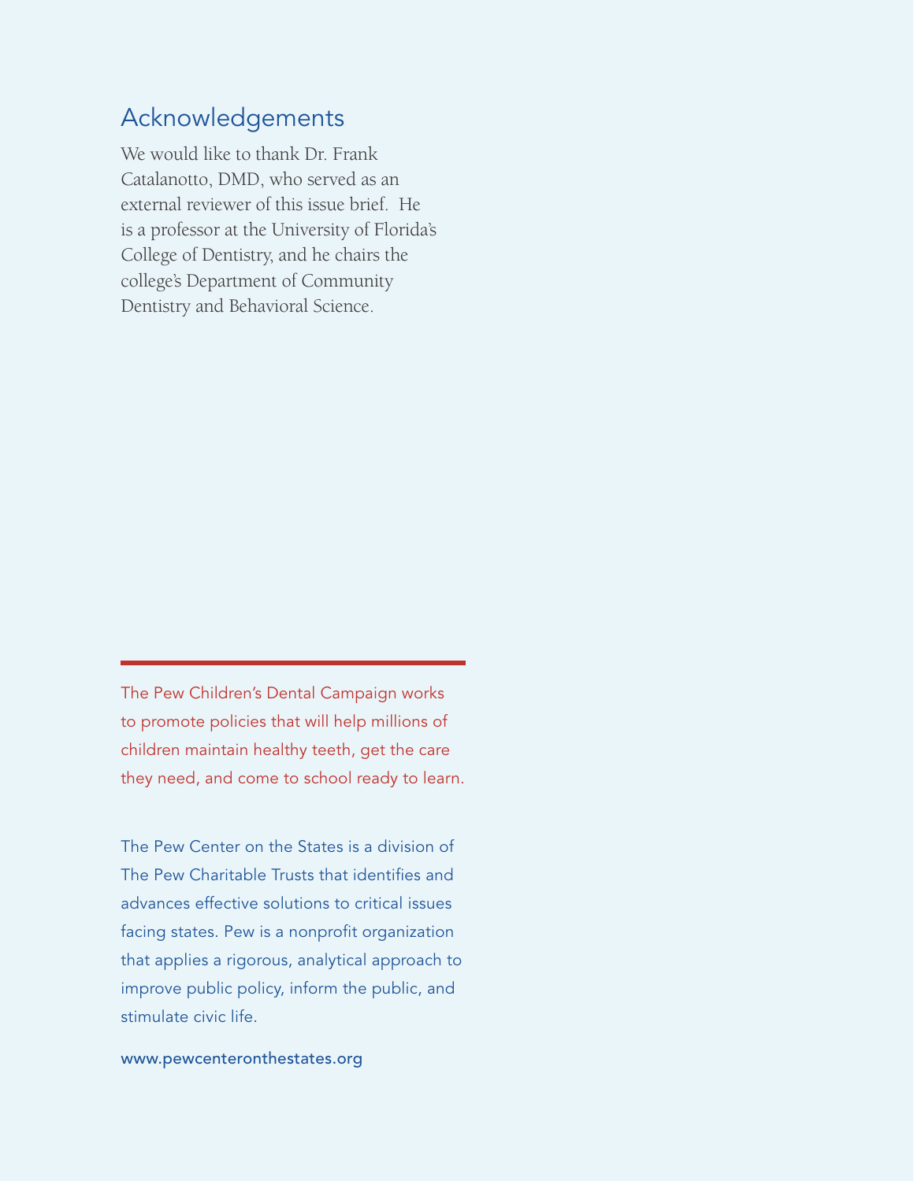## Acknowledgements

We would like to thank Dr. Frank Catalanotto, DMD, who served as an external reviewer of this issue brief. He is a professor at the University of Florida's College of Dentistry, and he chairs the college's Department of Community Dentistry and Behavioral Science.

---

The Pew Children's Dental Campaign works to promote policies that will help millions of children maintain healthy teeth, get the care they need, and come to school ready to learn.

The Pew Center on the States is a division of The Pew Charitable Trusts that identifies and advances effective solutions to critical issues facing states. Pew is a nonprofit organization that applies a rigorous, analytical approach to improve public policy, inform the public, and stimulate civic life.

www.pewcenteronthestates.org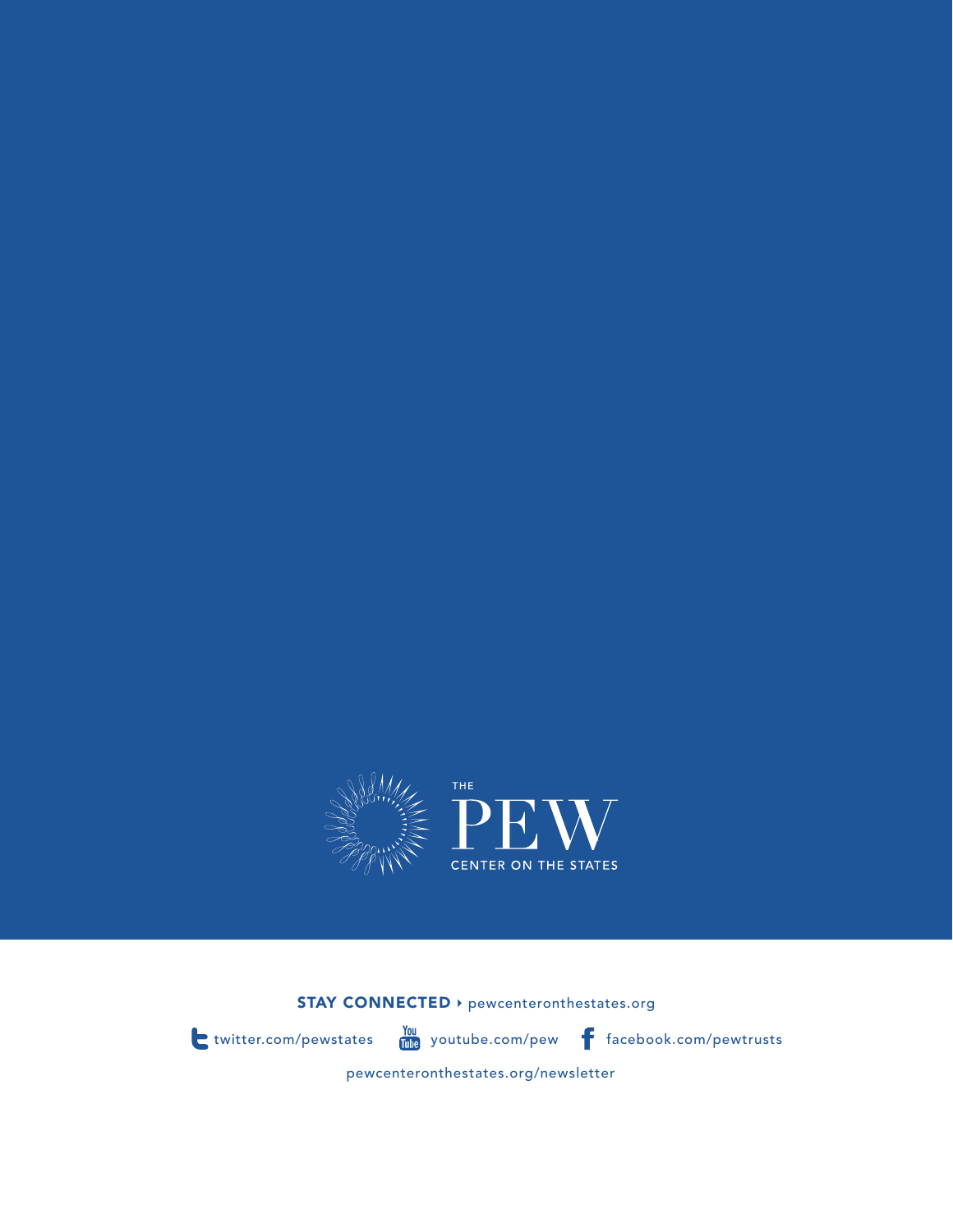THE PEW CENTER ON THE STATES

**STAY CONNECTED** ▸ pewcenteronthestates.org

twitter.com/pewstates youtube.com/pew facebook.com/pewtrusts

pewcenteronthestates.org/newsletter